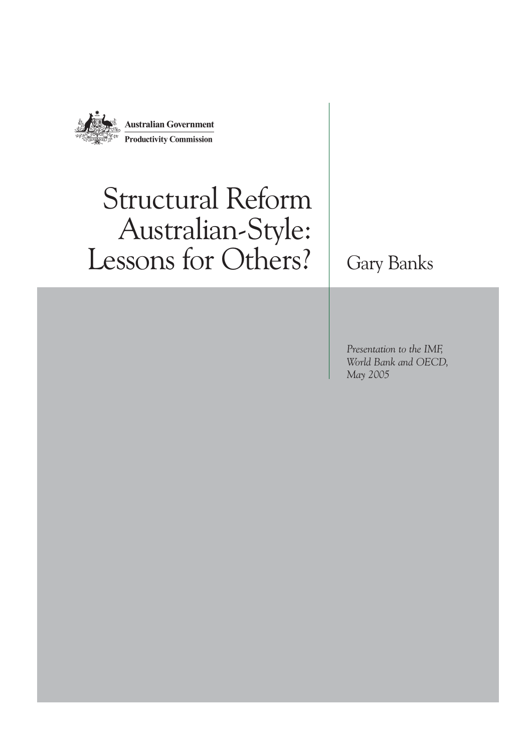Australian Government

Productivity Commission

# Structural Reform Australian-Style: Lessons for Others?

Gary Banks

*Presentation to the IMF, World Bank and OECD, May 2005*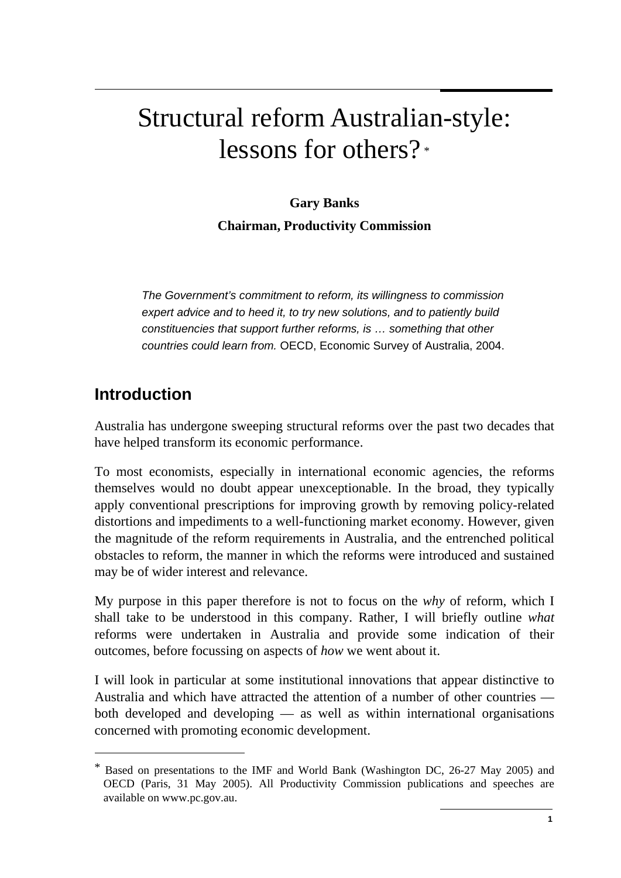# Structural reform Australian-style: lessons for others? *

**Gary Banks**

**Chairman, Productivity Commission**

> *The Government's commitment to reform, its willingness to commission expert advice and to heed it, to try new solutions, and to patiently build constituencies that support further reforms, is … something that other countries could learn from.* OECD, Economic Survey of Australia, 2004.

## Introduction

Australia has undergone sweeping structural reforms over the past two decades that have helped transform its economic performance.

To most economists, especially in international economic agencies, the reforms themselves would no doubt appear unexceptionable. In the broad, they typically apply conventional prescriptions for improving growth by removing policy-related distortions and impediments to a well-functioning market economy. However, given the magnitude of the reform requirements in Australia, and the entrenched political obstacles to reform, the manner in which the reforms were introduced and sustained may be of wider interest and relevance.

My purpose in this paper therefore is not to focus on the *why* of reform, which I shall take to be understood in this company. Rather, I will briefly outline *what* reforms were undertaken in Australia and provide some indication of their outcomes, before focussing on aspects of *how* we went about it.

I will look in particular at some institutional innovations that appear distinctive to Australia and which have attracted the attention of a number of other countries — both developed and developing — as well as within international organisations concerned with promoting economic development.

---

* Based on presentations to the IMF and World Bank (Washington DC, 26-27 May 2005) and OECD (Paris, 31 May 2005). All Productivity Commission publications and speeches are available on www.pc.gov.au.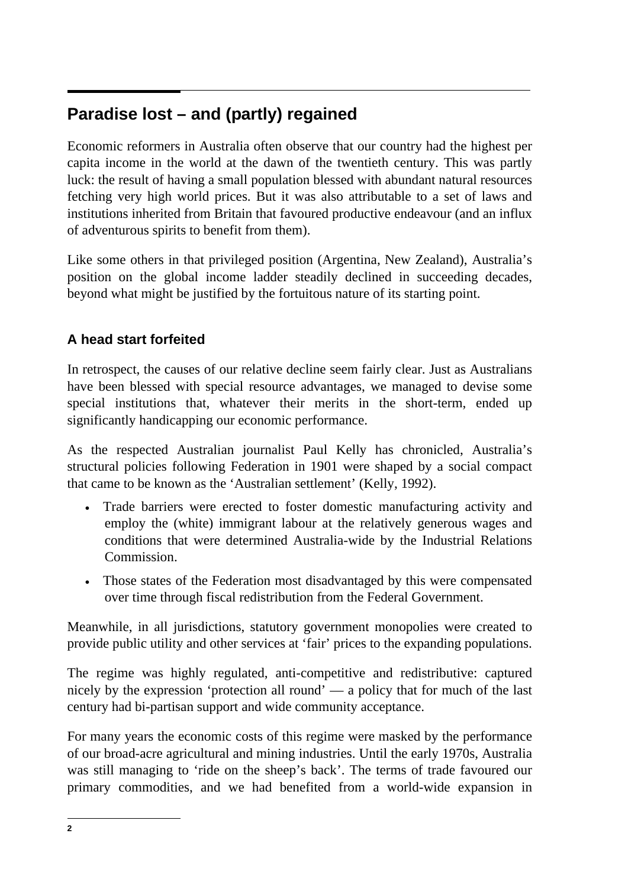## Paradise lost – and (partly) regained

Economic reformers in Australia often observe that our country had the highest per capita income in the world at the dawn of the twentieth century. This was partly luck: the result of having a small population blessed with abundant natural resources fetching very high world prices. But it was also attributable to a set of laws and institutions inherited from Britain that favoured productive endeavour (and an influx of adventurous spirits to benefit from them).

Like some others in that privileged position (Argentina, New Zealand), Australia's position on the global income ladder steadily declined in succeeding decades, beyond what might be justified by the fortuitous nature of its starting point.

### A head start forfeited

In retrospect, the causes of our relative decline seem fairly clear. Just as Australians have been blessed with special resource advantages, we managed to devise some special institutions that, whatever their merits in the short-term, ended up significantly handicapping our economic performance.

As the respected Australian journalist Paul Kelly has chronicled, Australia's structural policies following Federation in 1901 were shaped by a social compact that came to be known as the 'Australian settlement' (Kelly, 1992).

- Trade barriers were erected to foster domestic manufacturing activity and employ the (white) immigrant labour at the relatively generous wages and conditions that were determined Australia-wide by the Industrial Relations Commission.
- Those states of the Federation most disadvantaged by this were compensated over time through fiscal redistribution from the Federal Government.

Meanwhile, in all jurisdictions, statutory government monopolies were created to provide public utility and other services at 'fair' prices to the expanding populations.

The regime was highly regulated, anti-competitive and redistributive: captured nicely by the expression 'protection all round' — a policy that for much of the last century had bi-partisan support and wide community acceptance.

For many years the economic costs of this regime were masked by the performance of our broad-acre agricultural and mining industries. Until the early 1970s, Australia was still managing to 'ride on the sheep's back'. The terms of trade favoured our primary commodities, and we had benefited from a world-wide expansion in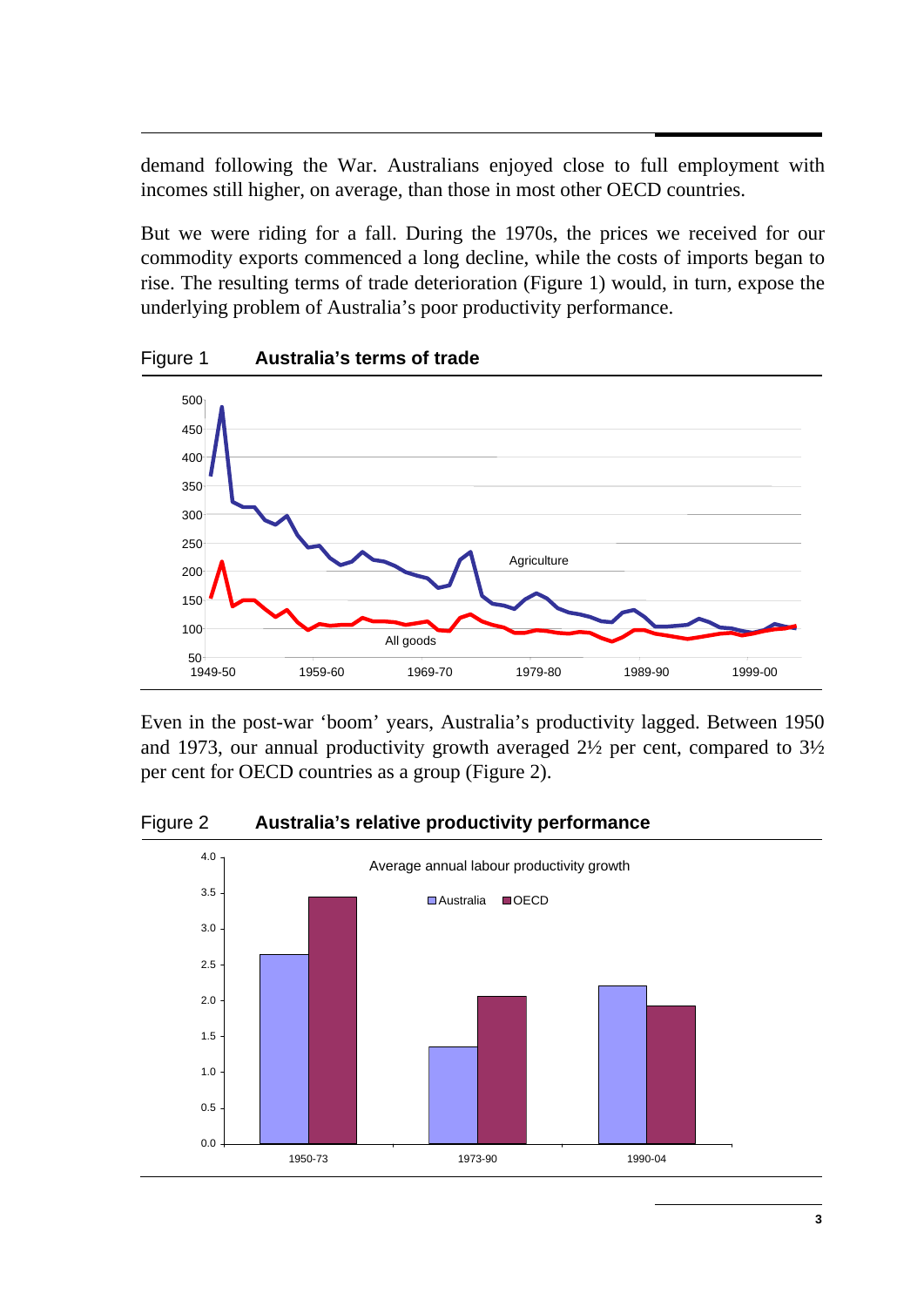demand following the War. Australians enjoyed close to full employment with incomes still higher, on average, than those in most other OECD countries.

But we were riding for a fall. During the 1970s, the prices we received for our commodity exports commenced a long decline, while the costs of imports began to rise. The resulting terms of trade deterioration (Figure 1) would, in turn, expose the underlying problem of Australia's poor productivity performance.

Figure 1 **Australia's terms of trade**

Even in the post-war 'boom' years, Australia's productivity lagged. Between 1950 and 1973, our annual productivity growth averaged 2½ per cent, compared to 3½ per cent for OECD countries as a group (Figure 2).

Figure 2 **Australia's relative productivity performance**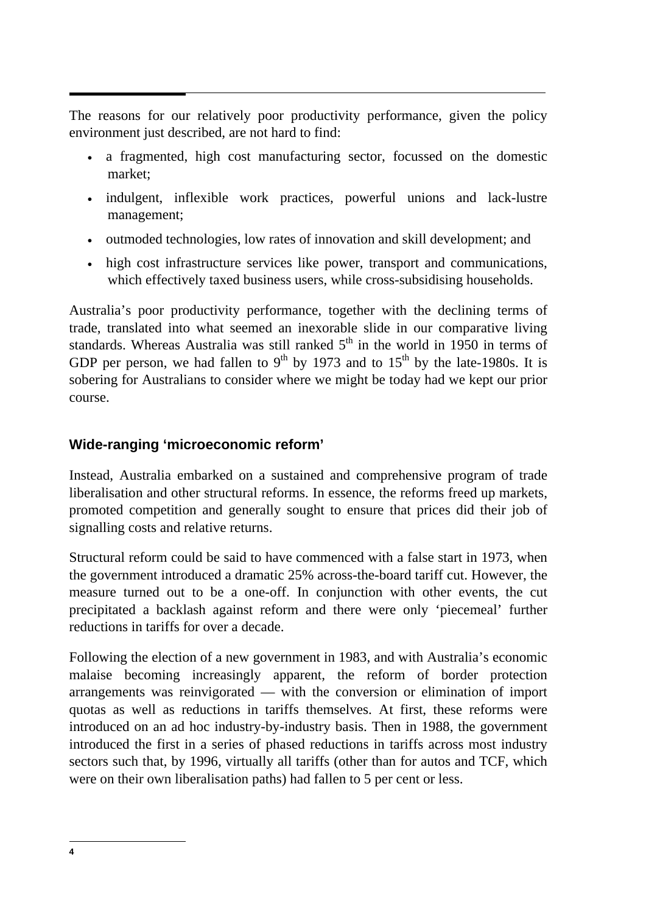The reasons for our relatively poor productivity performance, given the policy environment just described, are not hard to find:

- a fragmented, high cost manufacturing sector, focussed on the domestic market;
- indulgent, inflexible work practices, powerful unions and lack-lustre management;
- outmoded technologies, low rates of innovation and skill development; and
- high cost infrastructure services like power, transport and communications, which effectively taxed business users, while cross-subsidising households.

Australia's poor productivity performance, together with the declining terms of trade, translated into what seemed an inexorable slide in our comparative living standards. Whereas Australia was still ranked 5th in the world in 1950 in terms of GDP per person, we had fallen to 9th by 1973 and to 15th by the late-1980s. It is sobering for Australians to consider where we might be today had we kept our prior course.

## Wide-ranging 'microeconomic reform'

Instead, Australia embarked on a sustained and comprehensive program of trade liberalisation and other structural reforms. In essence, the reforms freed up markets, promoted competition and generally sought to ensure that prices did their job of signalling costs and relative returns.

Structural reform could be said to have commenced with a false start in 1973, when the government introduced a dramatic 25% across-the-board tariff cut. However, the measure turned out to be a one-off. In conjunction with other events, the cut precipitated a backlash against reform and there were only 'piecemeal' further reductions in tariffs for over a decade.

Following the election of a new government in 1983, and with Australia's economic malaise becoming increasingly apparent, the reform of border protection arrangements was reinvigorated — with the conversion or elimination of import quotas as well as reductions in tariffs themselves. At first, these reforms were introduced on an ad hoc industry-by-industry basis. Then in 1988, the government introduced the first in a series of phased reductions in tariffs across most industry sectors such that, by 1996, virtually all tariffs (other than for autos and TCF, which were on their own liberalisation paths) had fallen to 5 per cent or less.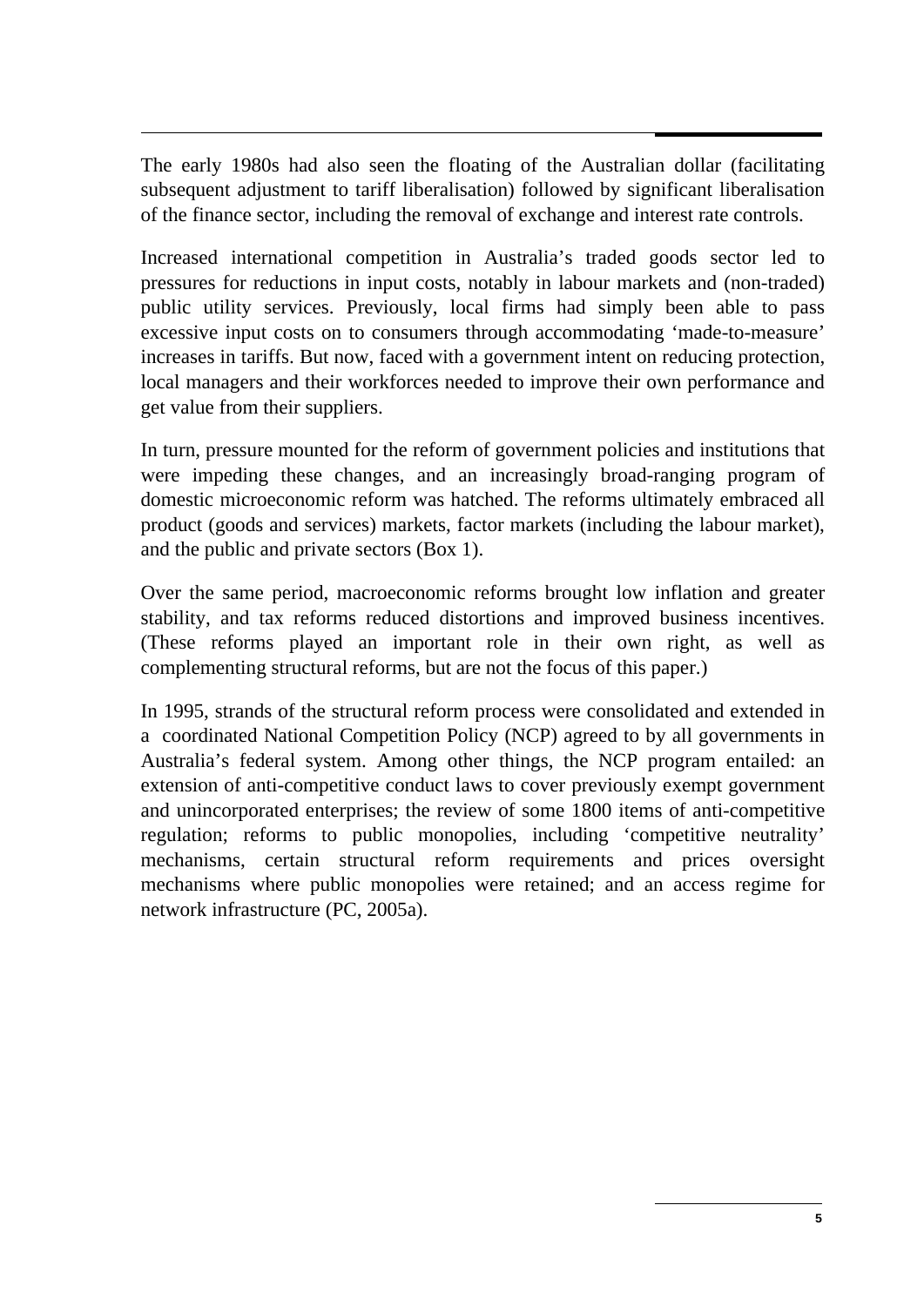The early 1980s had also seen the floating of the Australian dollar (facilitating subsequent adjustment to tariff liberalisation) followed by significant liberalisation of the finance sector, including the removal of exchange and interest rate controls.

Increased international competition in Australia's traded goods sector led to pressures for reductions in input costs, notably in labour markets and (non-traded) public utility services. Previously, local firms had simply been able to pass excessive input costs on to consumers through accommodating 'made-to-measure' increases in tariffs. But now, faced with a government intent on reducing protection, local managers and their workforces needed to improve their own performance and get value from their suppliers.

In turn, pressure mounted for the reform of government policies and institutions that were impeding these changes, and an increasingly broad-ranging program of domestic microeconomic reform was hatched. The reforms ultimately embraced all product (goods and services) markets, factor markets (including the labour market), and the public and private sectors (Box 1).

Over the same period, macroeconomic reforms brought low inflation and greater stability, and tax reforms reduced distortions and improved business incentives. (These reforms played an important role in their own right, as well as complementing structural reforms, but are not the focus of this paper.)

In 1995, strands of the structural reform process were consolidated and extended in a coordinated National Competition Policy (NCP) agreed to by all governments in Australia's federal system. Among other things, the NCP program entailed: an extension of anti-competitive conduct laws to cover previously exempt government and unincorporated enterprises; the review of some 1800 items of anti-competitive regulation; reforms to public monopolies, including 'competitive neutrality' mechanisms, certain structural reform requirements and prices oversight mechanisms where public monopolies were retained; and an access regime for network infrastructure (PC, 2005a).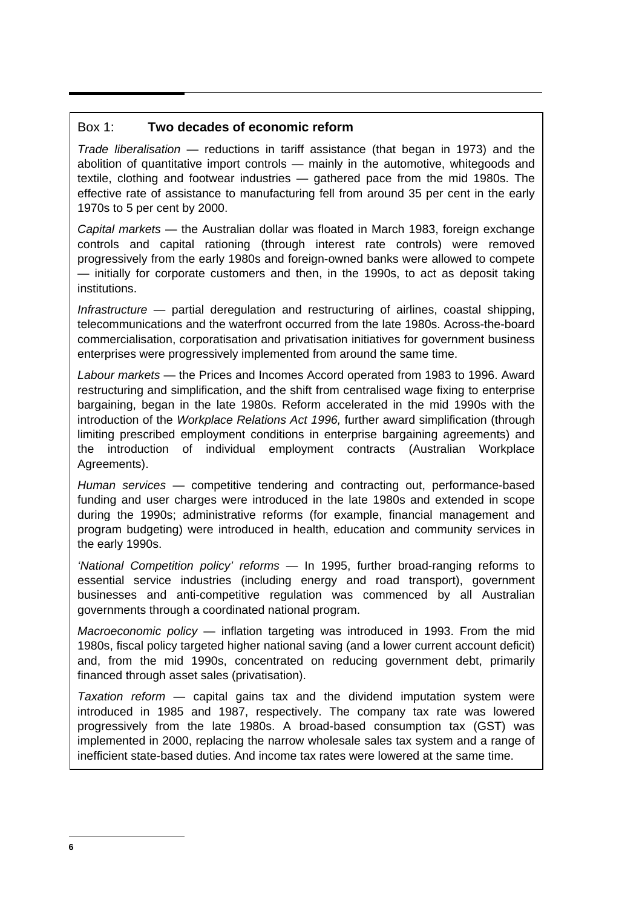### Box 1: **Two decades of economic reform**

*Trade liberalisation* — reductions in tariff assistance (that began in 1973) and the abolition of quantitative import controls — mainly in the automotive, whitegoods and textile, clothing and footwear industries — gathered pace from the mid 1980s. The effective rate of assistance to manufacturing fell from around 35 per cent in the early 1970s to 5 per cent by 2000.

*Capital markets* — the Australian dollar was floated in March 1983, foreign exchange controls and capital rationing (through interest rate controls) were removed progressively from the early 1980s and foreign-owned banks were allowed to compete — initially for corporate customers and then, in the 1990s, to act as deposit taking institutions.

*Infrastructure* — partial deregulation and restructuring of airlines, coastal shipping, telecommunications and the waterfront occurred from the late 1980s. Across-the-board commercialisation, corporatisation and privatisation initiatives for government business enterprises were progressively implemented from around the same time.

*Labour markets* — the Prices and Incomes Accord operated from 1983 to 1996. Award restructuring and simplification, and the shift from centralised wage fixing to enterprise bargaining, began in the late 1980s. Reform accelerated in the mid 1990s with the introduction of the *Workplace Relations Act 1996,* further award simplification (through limiting prescribed employment conditions in enterprise bargaining agreements) and the introduction of individual employment contracts (Australian Workplace Agreements).

*Human services* — competitive tendering and contracting out, performance-based funding and user charges were introduced in the late 1980s and extended in scope during the 1990s; administrative reforms (for example, financial management and program budgeting) were introduced in health, education and community services in the early 1990s.

*'National Competition policy' reforms* — In 1995, further broad-ranging reforms to essential service industries (including energy and road transport), government businesses and anti-competitive regulation was commenced by all Australian governments through a coordinated national program.

*Macroeconomic policy* — inflation targeting was introduced in 1993. From the mid 1980s, fiscal policy targeted higher national saving (and a lower current account deficit) and, from the mid 1990s, concentrated on reducing government debt, primarily financed through asset sales (privatisation).

*Taxation reform* — capital gains tax and the dividend imputation system were introduced in 1985 and 1987, respectively. The company tax rate was lowered progressively from the late 1980s. A broad-based consumption tax (GST) was implemented in 2000, replacing the narrow wholesale sales tax system and a range of inefficient state-based duties. And income tax rates were lowered at the same time.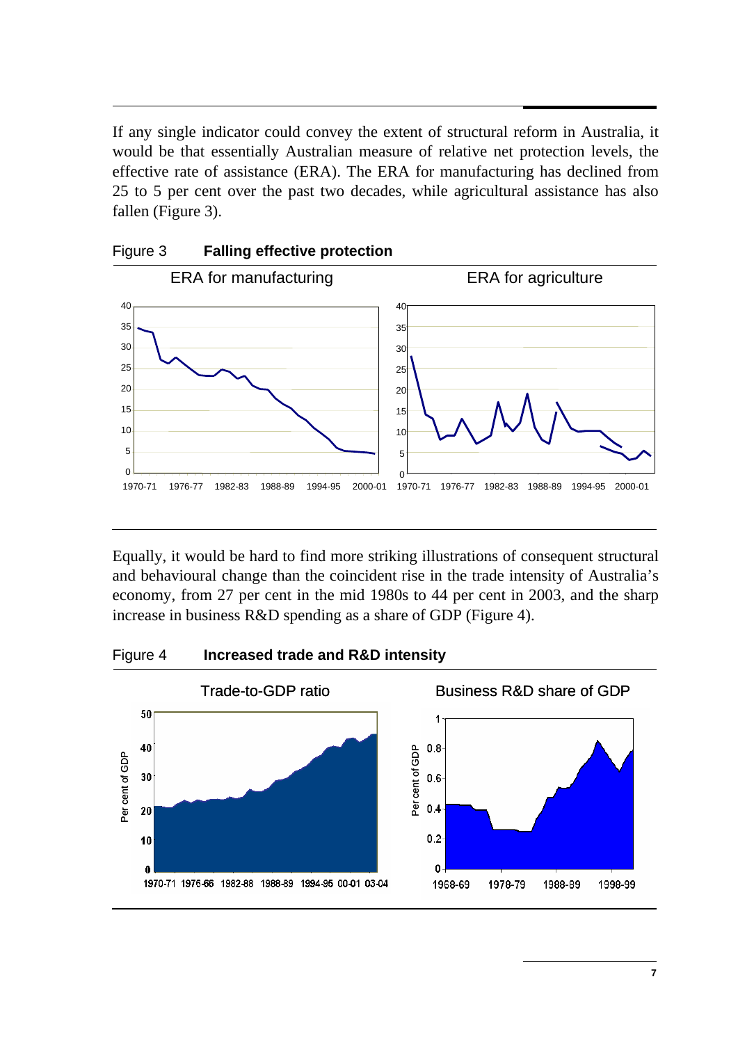If any single indicator could convey the extent of structural reform in Australia, it would be that essentially Australian measure of relative net protection levels, the effective rate of assistance (ERA). The ERA for manufacturing has declined from 25 to 5 per cent over the past two decades, while agricultural assistance has also fallen (Figure 3).

Figure 3 **Falling effective protection**

Equally, it would be hard to find more striking illustrations of consequent structural and behavioural change than the coincident rise in the trade intensity of Australia's economy, from 27 per cent in the mid 1980s to 44 per cent in 2003, and the sharp increase in business R&D spending as a share of GDP (Figure 4).

Figure 4 **Increased trade and R&D intensity**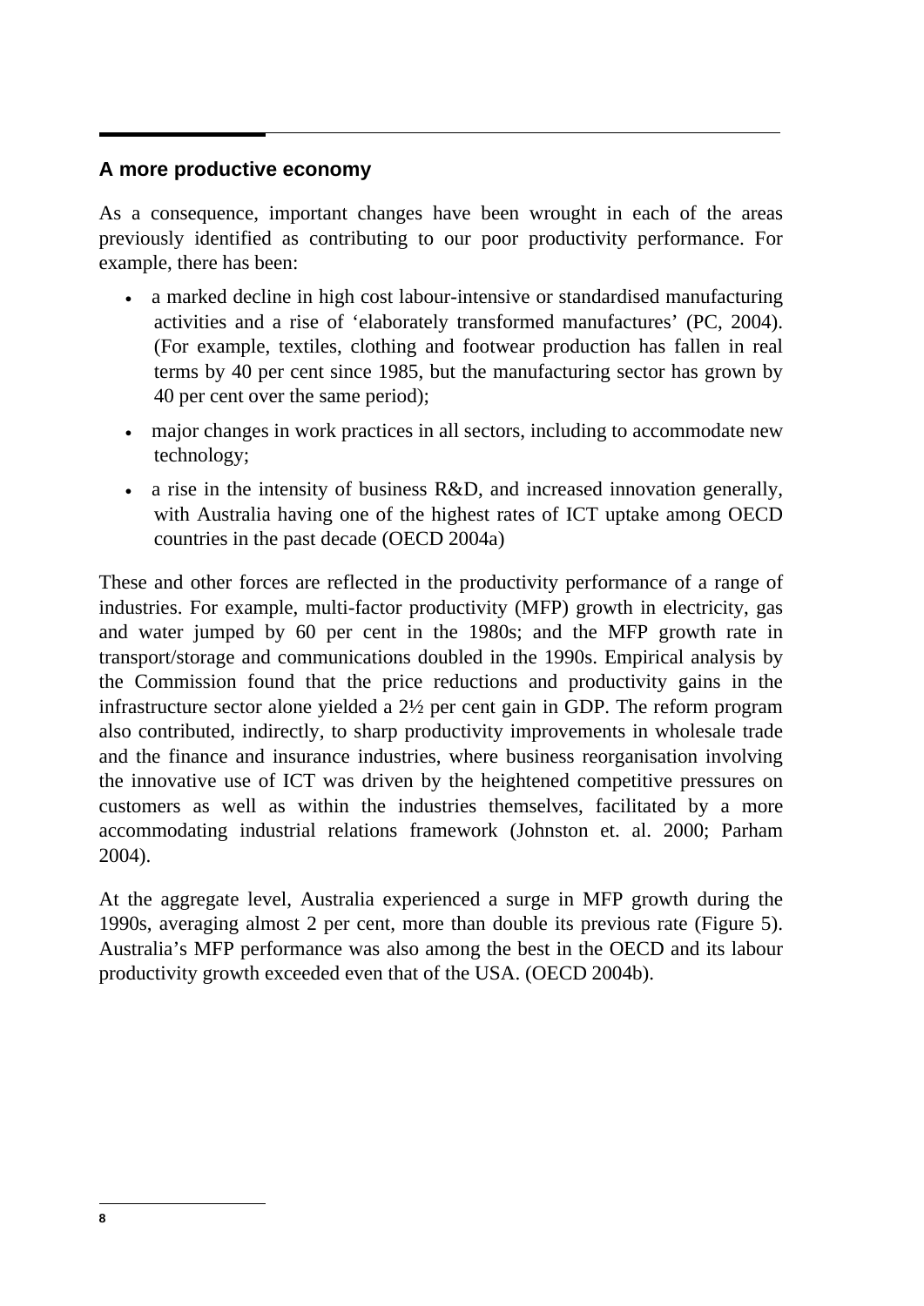## A more productive economy

As a consequence, important changes have been wrought in each of the areas previously identified as contributing to our poor productivity performance. For example, there has been:

- a marked decline in high cost labour-intensive or standardised manufacturing activities and a rise of 'elaborately transformed manufactures' (PC, 2004). (For example, textiles, clothing and footwear production has fallen in real terms by 40 per cent since 1985, but the manufacturing sector has grown by 40 per cent over the same period);
- major changes in work practices in all sectors, including to accommodate new technology;
- a rise in the intensity of business R&D, and increased innovation generally, with Australia having one of the highest rates of ICT uptake among OECD countries in the past decade (OECD 2004a)

These and other forces are reflected in the productivity performance of a range of industries. For example, multi-factor productivity (MFP) growth in electricity, gas and water jumped by 60 per cent in the 1980s; and the MFP growth rate in transport/storage and communications doubled in the 1990s. Empirical analysis by the Commission found that the price reductions and productivity gains in the infrastructure sector alone yielded a 2½ per cent gain in GDP. The reform program also contributed, indirectly, to sharp productivity improvements in wholesale trade and the finance and insurance industries, where business reorganisation involving the innovative use of ICT was driven by the heightened competitive pressures on customers as well as within the industries themselves, facilitated by a more accommodating industrial relations framework (Johnston et. al. 2000; Parham 2004).

At the aggregate level, Australia experienced a surge in MFP growth during the 1990s, averaging almost 2 per cent, more than double its previous rate (Figure 5). Australia's MFP performance was also among the best in the OECD and its labour productivity growth exceeded even that of the USA. (OECD 2004b).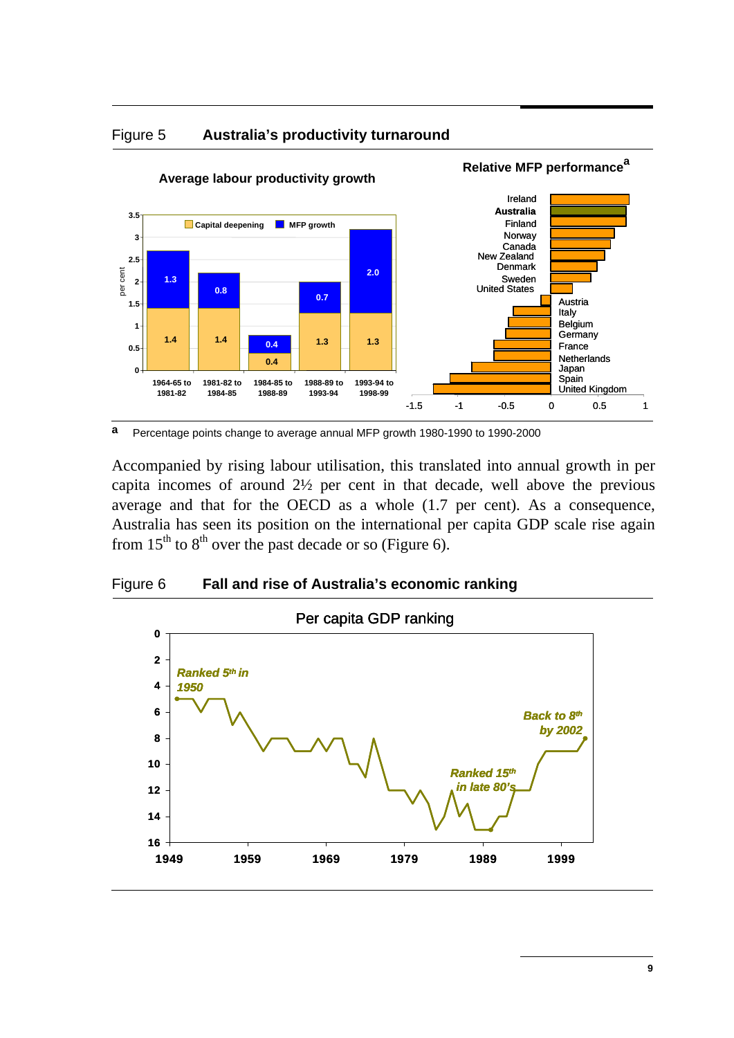Figure 5 **Australia's productivity turnaround**

**Average labour productivity growth**

| | 1964-65 to 1981-82 | 1981-82 to 1984-85 | 1984-85 to 1988-89 | 1988-89 to 1993-94 | 1993-94 to 1998-99 |
|---|---|---|---|---|---|
| Capital deepening | 1.4 | 1.4 | 0.4 | 1.3 | 1.3 |
| MFP growth | 1.3 | 0.8 | 0.4 | 0.7 | 2.0 |

**Relative MFP performance**[a]

Ireland, **Australia**, Finland, Norway, Canada, New Zealand, Denmark, Sweden, United States, Austria, Italy, Belgium, Germany, France, Netherlands, Japan, Spain, United Kingdom

[a] Percentage points change to average annual MFP growth 1980-1990 to 1990-2000

Accompanied by rising labour utilisation, this translated into annual growth in per capita incomes of around 2½ per cent in that decade, well above the previous average and that for the OECD as a whole (1.7 per cent). As a consequence, Australia has seen its position on the international per capita GDP scale rise again from 15[th] to 8[th] over the past decade or so (Figure 6).

Figure 6 **Fall and rise of Australia's economic ranking**

**Per capita GDP ranking**

*Ranked 5th in 1950*

*Ranked 15th in late 80's*

*Back to 8th by 2002*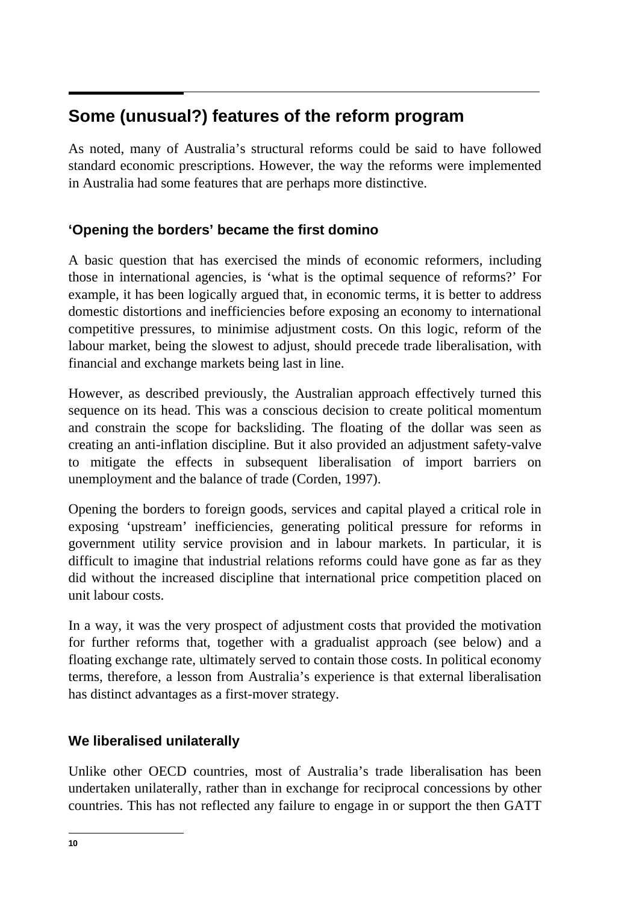## Some (unusual?) features of the reform program

As noted, many of Australia's structural reforms could be said to have followed standard economic prescriptions. However, the way the reforms were implemented in Australia had some features that are perhaps more distinctive.

### 'Opening the borders' became the first domino

A basic question that has exercised the minds of economic reformers, including those in international agencies, is 'what is the optimal sequence of reforms?' For example, it has been logically argued that, in economic terms, it is better to address domestic distortions and inefficiencies before exposing an economy to international competitive pressures, to minimise adjustment costs. On this logic, reform of the labour market, being the slowest to adjust, should precede trade liberalisation, with financial and exchange markets being last in line.

However, as described previously, the Australian approach effectively turned this sequence on its head. This was a conscious decision to create political momentum and constrain the scope for backsliding. The floating of the dollar was seen as creating an anti-inflation discipline. But it also provided an adjustment safety-valve to mitigate the effects in subsequent liberalisation of import barriers on unemployment and the balance of trade (Corden, 1997).

Opening the borders to foreign goods, services and capital played a critical role in exposing 'upstream' inefficiencies, generating political pressure for reforms in government utility service provision and in labour markets. In particular, it is difficult to imagine that industrial relations reforms could have gone as far as they did without the increased discipline that international price competition placed on unit labour costs.

In a way, it was the very prospect of adjustment costs that provided the motivation for further reforms that, together with a gradualist approach (see below) and a floating exchange rate, ultimately served to contain those costs. In political economy terms, therefore, a lesson from Australia's experience is that external liberalisation has distinct advantages as a first-mover strategy.

### We liberalised unilaterally

Unlike other OECD countries, most of Australia's trade liberalisation has been undertaken unilaterally, rather than in exchange for reciprocal concessions by other countries. This has not reflected any failure to engage in or support the then GATT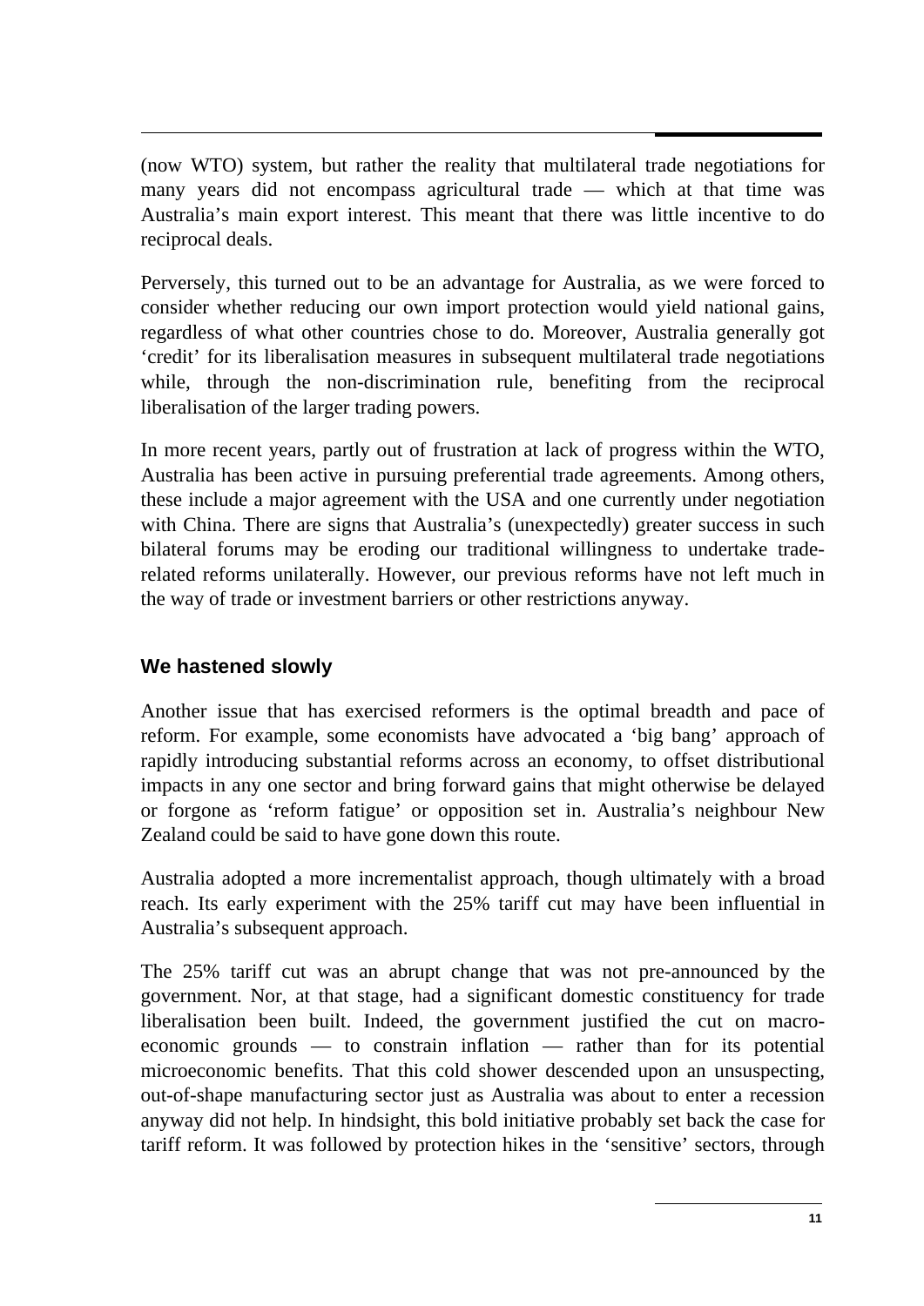(now WTO) system, but rather the reality that multilateral trade negotiations for many years did not encompass agricultural trade — which at that time was Australia's main export interest. This meant that there was little incentive to do reciprocal deals.

Perversely, this turned out to be an advantage for Australia, as we were forced to consider whether reducing our own import protection would yield national gains, regardless of what other countries chose to do. Moreover, Australia generally got 'credit' for its liberalisation measures in subsequent multilateral trade negotiations while, through the non-discrimination rule, benefiting from the reciprocal liberalisation of the larger trading powers.

In more recent years, partly out of frustration at lack of progress within the WTO, Australia has been active in pursuing preferential trade agreements. Among others, these include a major agreement with the USA and one currently under negotiation with China. There are signs that Australia's (unexpectedly) greater success in such bilateral forums may be eroding our traditional willingness to undertake trade-related reforms unilaterally. However, our previous reforms have not left much in the way of trade or investment barriers or other restrictions anyway.

### We hastened slowly

Another issue that has exercised reformers is the optimal breadth and pace of reform. For example, some economists have advocated a 'big bang' approach of rapidly introducing substantial reforms across an economy, to offset distributional impacts in any one sector and bring forward gains that might otherwise be delayed or forgone as 'reform fatigue' or opposition set in. Australia's neighbour New Zealand could be said to have gone down this route.

Australia adopted a more incrementalist approach, though ultimately with a broad reach. Its early experiment with the 25% tariff cut may have been influential in Australia's subsequent approach.

The 25% tariff cut was an abrupt change that was not pre-announced by the government. Nor, at that stage, had a significant domestic constituency for trade liberalisation been built. Indeed, the government justified the cut on macroeconomic grounds — to constrain inflation — rather than for its potential microeconomic benefits. That this cold shower descended upon an unsuspecting, out-of-shape manufacturing sector just as Australia was about to enter a recession anyway did not help. In hindsight, this bold initiative probably set back the case for tariff reform. It was followed by protection hikes in the 'sensitive' sectors, through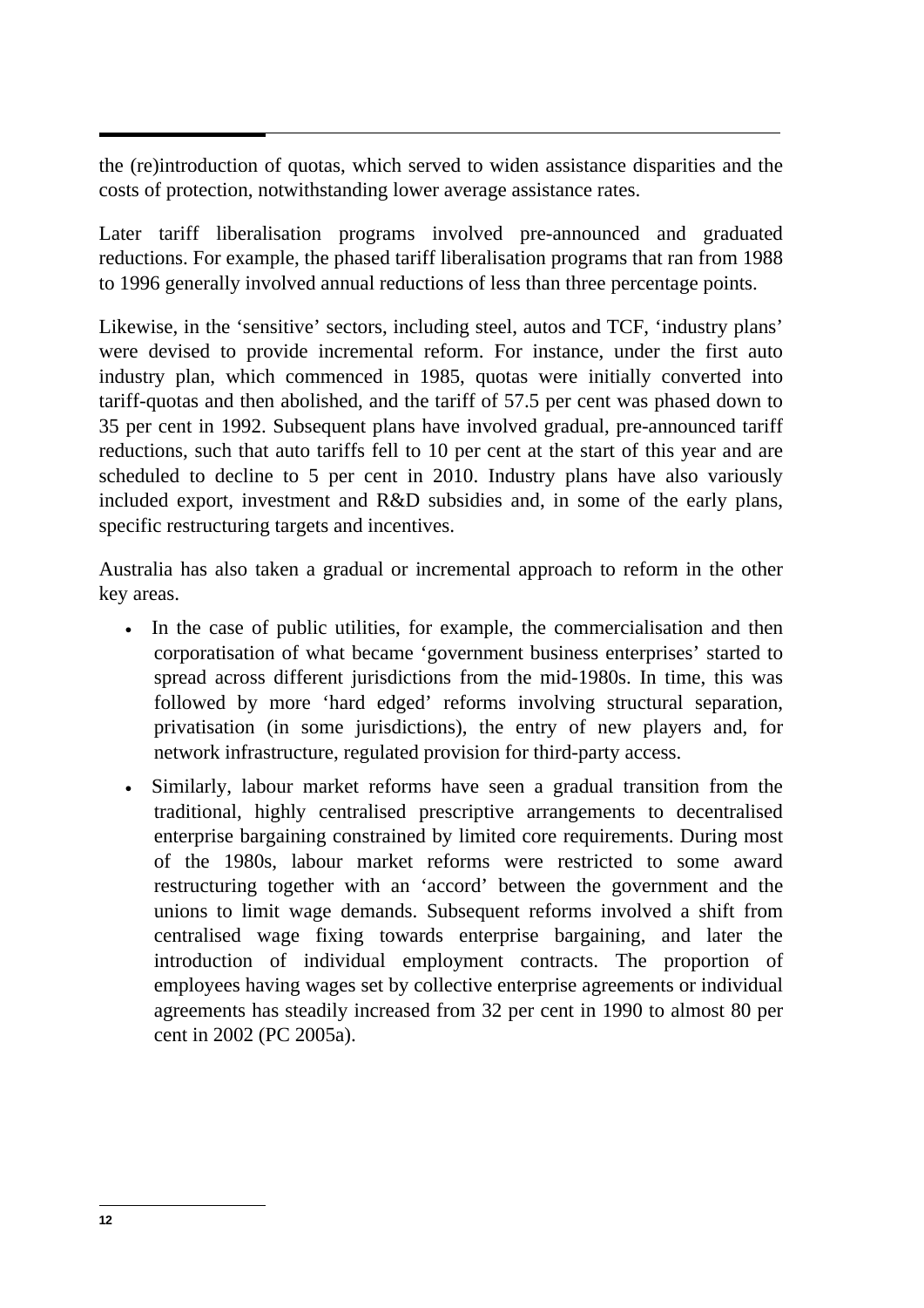the (re)introduction of quotas, which served to widen assistance disparities and the costs of protection, notwithstanding lower average assistance rates.

Later tariff liberalisation programs involved pre-announced and graduated reductions. For example, the phased tariff liberalisation programs that ran from 1988 to 1996 generally involved annual reductions of less than three percentage points.

Likewise, in the 'sensitive' sectors, including steel, autos and TCF, 'industry plans' were devised to provide incremental reform. For instance, under the first auto industry plan, which commenced in 1985, quotas were initially converted into tariff-quotas and then abolished, and the tariff of 57.5 per cent was phased down to 35 per cent in 1992. Subsequent plans have involved gradual, pre-announced tariff reductions, such that auto tariffs fell to 10 per cent at the start of this year and are scheduled to decline to 5 per cent in 2010. Industry plans have also variously included export, investment and R&D subsidies and, in some of the early plans, specific restructuring targets and incentives.

Australia has also taken a gradual or incremental approach to reform in the other key areas.

- In the case of public utilities, for example, the commercialisation and then corporatisation of what became 'government business enterprises' started to spread across different jurisdictions from the mid-1980s. In time, this was followed by more 'hard edged' reforms involving structural separation, privatisation (in some jurisdictions), the entry of new players and, for network infrastructure, regulated provision for third-party access.
- Similarly, labour market reforms have seen a gradual transition from the traditional, highly centralised prescriptive arrangements to decentralised enterprise bargaining constrained by limited core requirements. During most of the 1980s, labour market reforms were restricted to some award restructuring together with an 'accord' between the government and the unions to limit wage demands. Subsequent reforms involved a shift from centralised wage fixing towards enterprise bargaining, and later the introduction of individual employment contracts. The proportion of employees having wages set by collective enterprise agreements or individual agreements has steadily increased from 32 per cent in 1990 to almost 80 per cent in 2002 (PC 2005a).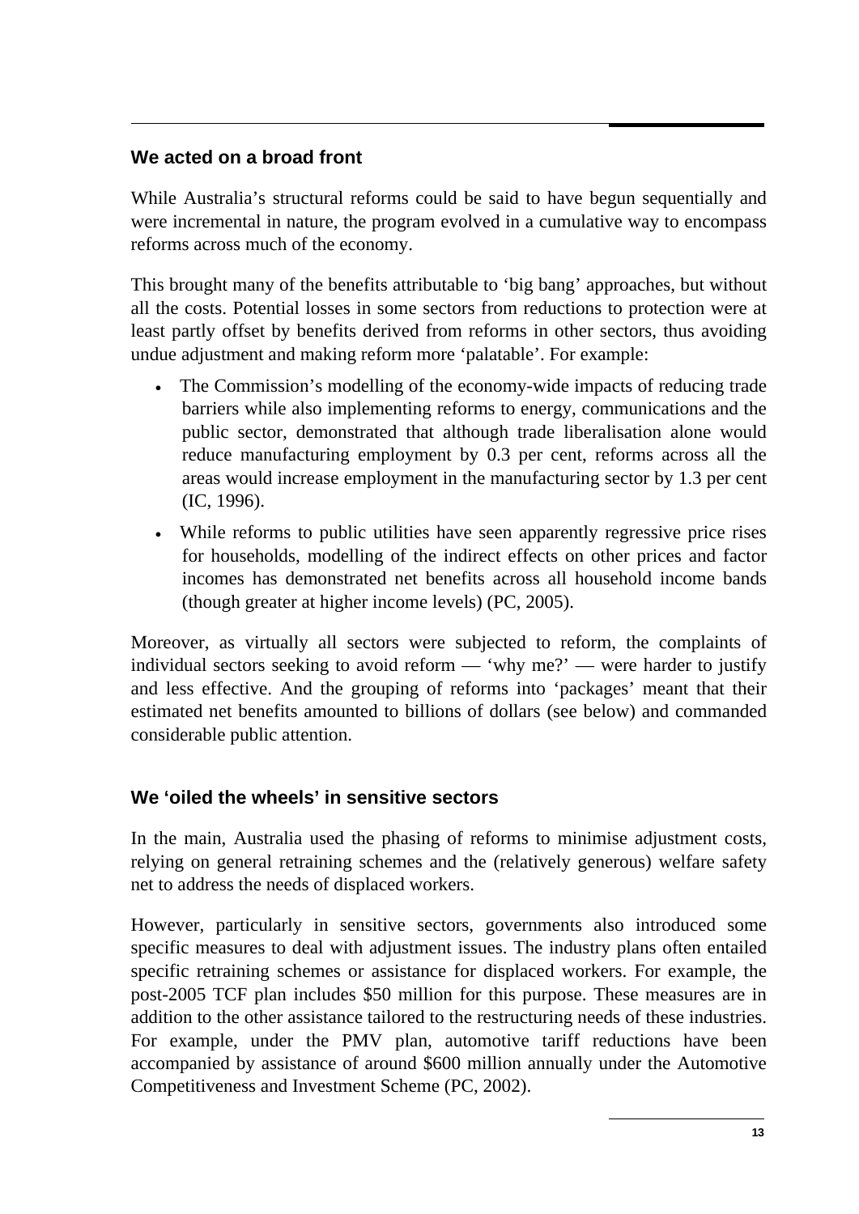## We acted on a broad front

While Australia's structural reforms could be said to have begun sequentially and were incremental in nature, the program evolved in a cumulative way to encompass reforms across much of the economy.

This brought many of the benefits attributable to 'big bang' approaches, but without all the costs. Potential losses in some sectors from reductions to protection were at least partly offset by benefits derived from reforms in other sectors, thus avoiding undue adjustment and making reform more 'palatable'. For example:

- The Commission's modelling of the economy-wide impacts of reducing trade barriers while also implementing reforms to energy, communications and the public sector, demonstrated that although trade liberalisation alone would reduce manufacturing employment by 0.3 per cent, reforms across all the areas would increase employment in the manufacturing sector by 1.3 per cent (IC, 1996).
- While reforms to public utilities have seen apparently regressive price rises for households, modelling of the indirect effects on other prices and factor incomes has demonstrated net benefits across all household income bands (though greater at higher income levels) (PC, 2005).

Moreover, as virtually all sectors were subjected to reform, the complaints of individual sectors seeking to avoid reform — 'why me?' — were harder to justify and less effective. And the grouping of reforms into 'packages' meant that their estimated net benefits amounted to billions of dollars (see below) and commanded considerable public attention.

## We 'oiled the wheels' in sensitive sectors

In the main, Australia used the phasing of reforms to minimise adjustment costs, relying on general retraining schemes and the (relatively generous) welfare safety net to address the needs of displaced workers.

However, particularly in sensitive sectors, governments also introduced some specific measures to deal with adjustment issues. The industry plans often entailed specific retraining schemes or assistance for displaced workers. For example, the post-2005 TCF plan includes $50 million for this purpose. These measures are in addition to the other assistance tailored to the restructuring needs of these industries. For example, under the PMV plan, automotive tariff reductions have been accompanied by assistance of around $600 million annually under the Automotive Competitiveness and Investment Scheme (PC, 2002).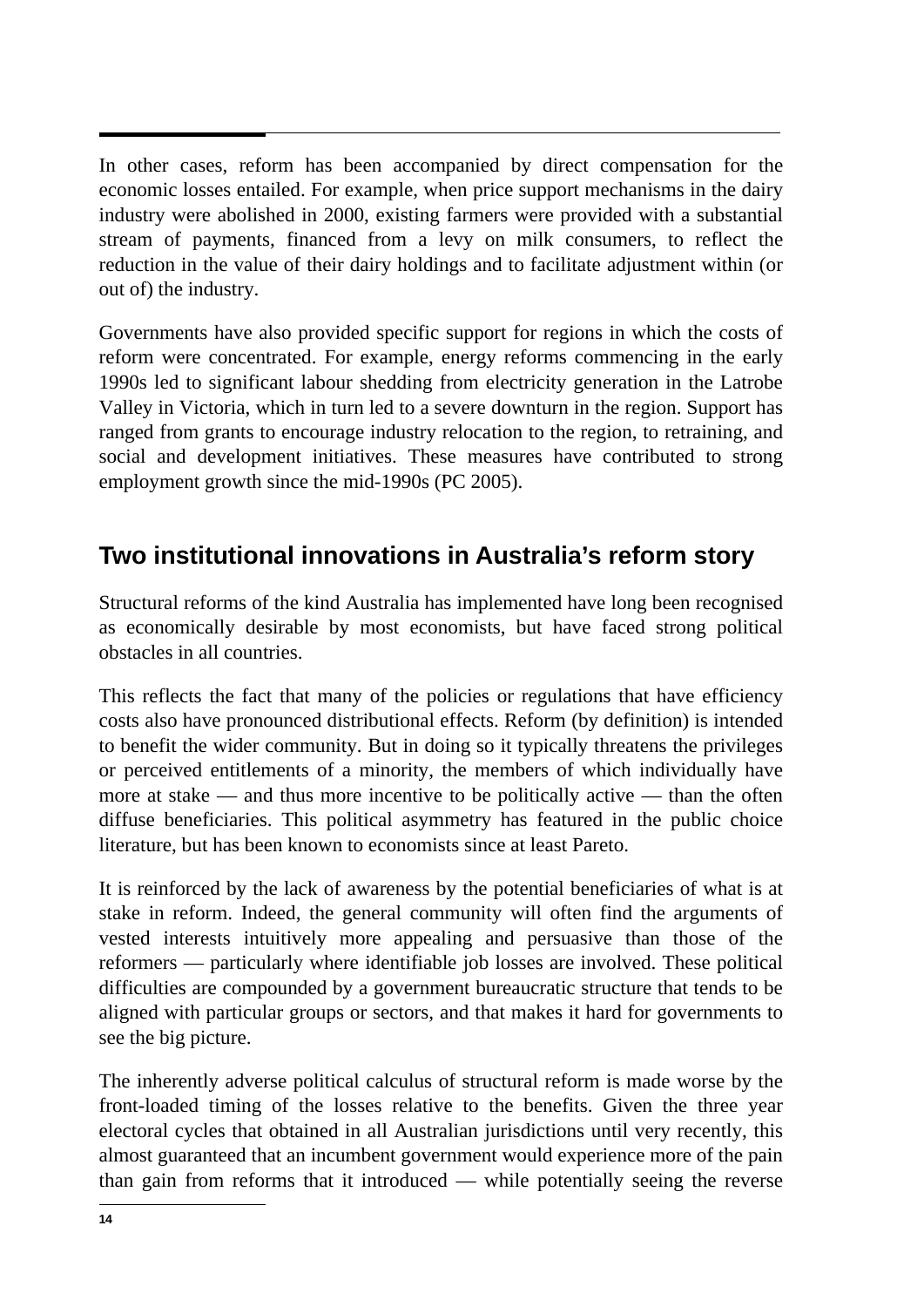In other cases, reform has been accompanied by direct compensation for the economic losses entailed. For example, when price support mechanisms in the dairy industry were abolished in 2000, existing farmers were provided with a substantial stream of payments, financed from a levy on milk consumers, to reflect the reduction in the value of their dairy holdings and to facilitate adjustment within (or out of) the industry.

Governments have also provided specific support for regions in which the costs of reform were concentrated. For example, energy reforms commencing in the early 1990s led to significant labour shedding from electricity generation in the Latrobe Valley in Victoria, which in turn led to a severe downturn in the region. Support has ranged from grants to encourage industry relocation to the region, to retraining, and social and development initiatives. These measures have contributed to strong employment growth since the mid-1990s (PC 2005).

## Two institutional innovations in Australia's reform story

Structural reforms of the kind Australia has implemented have long been recognised as economically desirable by most economists, but have faced strong political obstacles in all countries.

This reflects the fact that many of the policies or regulations that have efficiency costs also have pronounced distributional effects. Reform (by definition) is intended to benefit the wider community. But in doing so it typically threatens the privileges or perceived entitlements of a minority, the members of which individually have more at stake — and thus more incentive to be politically active — than the often diffuse beneficiaries. This political asymmetry has featured in the public choice literature, but has been known to economists since at least Pareto.

It is reinforced by the lack of awareness by the potential beneficiaries of what is at stake in reform. Indeed, the general community will often find the arguments of vested interests intuitively more appealing and persuasive than those of the reformers — particularly where identifiable job losses are involved. These political difficulties are compounded by a government bureaucratic structure that tends to be aligned with particular groups or sectors, and that makes it hard for governments to see the big picture.

The inherently adverse political calculus of structural reform is made worse by the front-loaded timing of the losses relative to the benefits. Given the three year electoral cycles that obtained in all Australian jurisdictions until very recently, this almost guaranteed that an incumbent government would experience more of the pain than gain from reforms that it introduced — while potentially seeing the reverse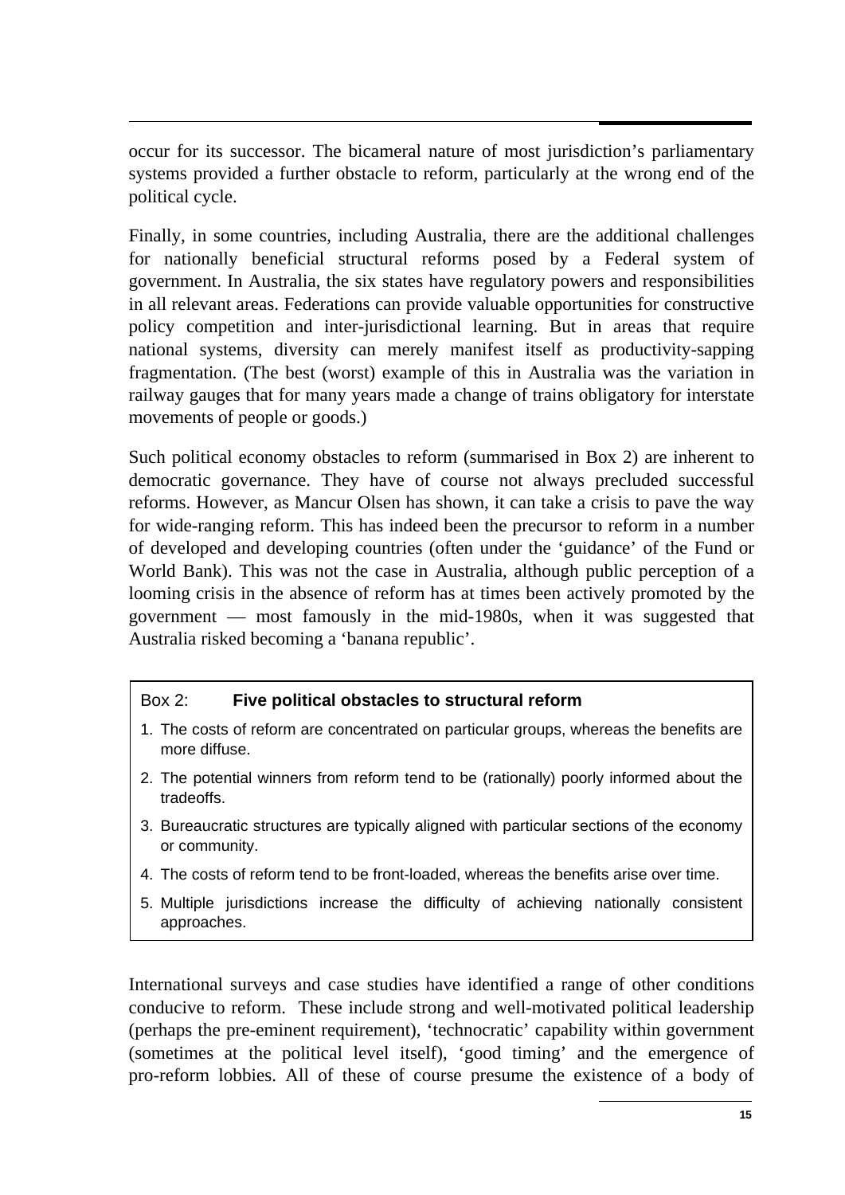occur for its successor. The bicameral nature of most jurisdiction's parliamentary systems provided a further obstacle to reform, particularly at the wrong end of the political cycle.

Finally, in some countries, including Australia, there are the additional challenges for nationally beneficial structural reforms posed by a Federal system of government. In Australia, the six states have regulatory powers and responsibilities in all relevant areas. Federations can provide valuable opportunities for constructive policy competition and inter-jurisdictional learning. But in areas that require national systems, diversity can merely manifest itself as productivity-sapping fragmentation. (The best (worst) example of this in Australia was the variation in railway gauges that for many years made a change of trains obligatory for interstate movements of people or goods.)

Such political economy obstacles to reform (summarised in Box 2) are inherent to democratic governance. They have of course not always precluded successful reforms. However, as Mancur Olsen has shown, it can take a crisis to pave the way for wide-ranging reform. This has indeed been the precursor to reform in a number of developed and developing countries (often under the 'guidance' of the Fund or World Bank). This was not the case in Australia, although public perception of a looming crisis in the absence of reform has at times been actively promoted by the government — most famously in the mid-1980s, when it was suggested that Australia risked becoming a 'banana republic'.

Box 2: **Five political obstacles to structural reform**

1. The costs of reform are concentrated on particular groups, whereas the benefits are more diffuse.
2. The potential winners from reform tend to be (rationally) poorly informed about the tradeoffs.
3. Bureaucratic structures are typically aligned with particular sections of the economy or community.
4. The costs of reform tend to be front-loaded, whereas the benefits arise over time.
5. Multiple jurisdictions increase the difficulty of achieving nationally consistent approaches.

International surveys and case studies have identified a range of other conditions conducive to reform. These include strong and well-motivated political leadership (perhaps the pre-eminent requirement), 'technocratic' capability within government (sometimes at the political level itself), 'good timing' and the emergence of pro-reform lobbies. All of these of course presume the existence of a body of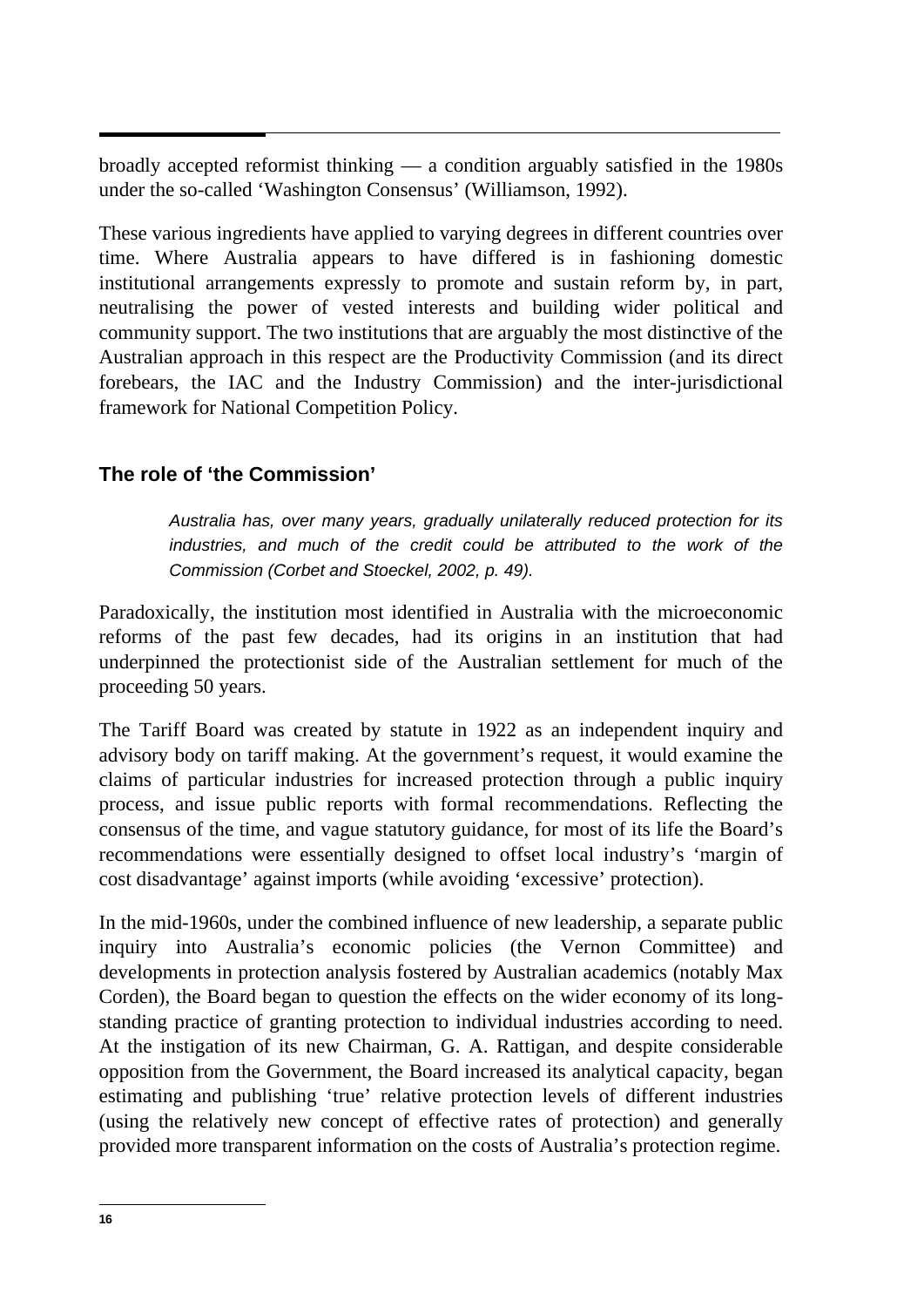broadly accepted reformist thinking — a condition arguably satisfied in the 1980s under the so-called 'Washington Consensus' (Williamson, 1992).

These various ingredients have applied to varying degrees in different countries over time. Where Australia appears to have differed is in fashioning domestic institutional arrangements expressly to promote and sustain reform by, in part, neutralising the power of vested interests and building wider political and community support. The two institutions that are arguably the most distinctive of the Australian approach in this respect are the Productivity Commission (and its direct forebears, the IAC and the Industry Commission) and the inter-jurisdictional framework for National Competition Policy.

### The role of 'the Commission'

> *Australia has, over many years, gradually unilaterally reduced protection for its industries, and much of the credit could be attributed to the work of the Commission (Corbet and Stoeckel, 2002, p. 49).*

Paradoxically, the institution most identified in Australia with the microeconomic reforms of the past few decades, had its origins in an institution that had underpinned the protectionist side of the Australian settlement for much of the proceeding 50 years.

The Tariff Board was created by statute in 1922 as an independent inquiry and advisory body on tariff making. At the government's request, it would examine the claims of particular industries for increased protection through a public inquiry process, and issue public reports with formal recommendations. Reflecting the consensus of the time, and vague statutory guidance, for most of its life the Board's recommendations were essentially designed to offset local industry's 'margin of cost disadvantage' against imports (while avoiding 'excessive' protection).

In the mid-1960s, under the combined influence of new leadership, a separate public inquiry into Australia's economic policies (the Vernon Committee) and developments in protection analysis fostered by Australian academics (notably Max Corden), the Board began to question the effects on the wider economy of its long-standing practice of granting protection to individual industries according to need. At the instigation of its new Chairman, G. A. Rattigan, and despite considerable opposition from the Government, the Board increased its analytical capacity, began estimating and publishing 'true' relative protection levels of different industries (using the relatively new concept of effective rates of protection) and generally provided more transparent information on the costs of Australia's protection regime.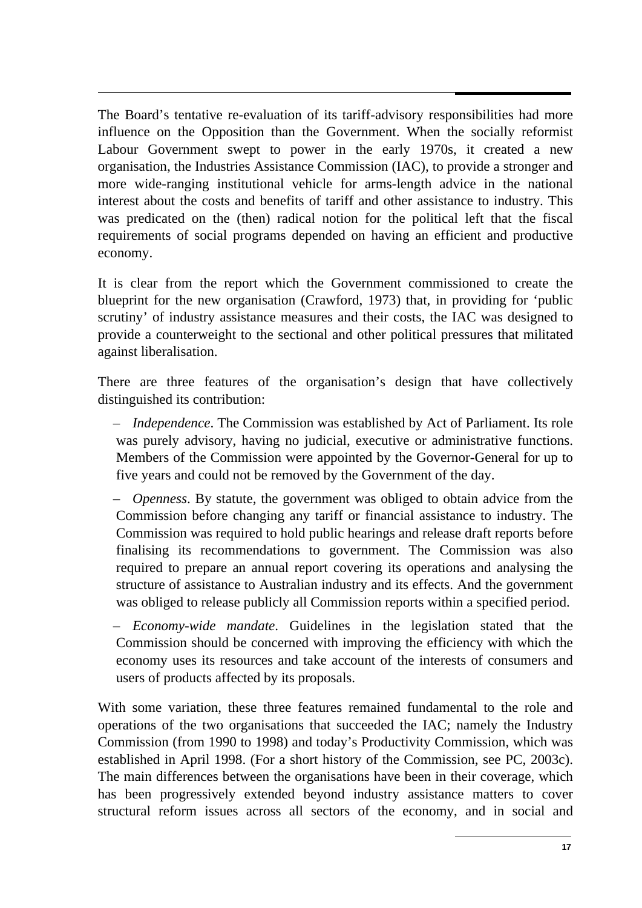The Board's tentative re-evaluation of its tariff-advisory responsibilities had more influence on the Opposition than the Government. When the socially reformist Labour Government swept to power in the early 1970s, it created a new organisation, the Industries Assistance Commission (IAC), to provide a stronger and more wide-ranging institutional vehicle for arms-length advice in the national interest about the costs and benefits of tariff and other assistance to industry. This was predicated on the (then) radical notion for the political left that the fiscal requirements of social programs depended on having an efficient and productive economy.

It is clear from the report which the Government commissioned to create the blueprint for the new organisation (Crawford, 1973) that, in providing for 'public scrutiny' of industry assistance measures and their costs, the IAC was designed to provide a counterweight to the sectional and other political pressures that militated against liberalisation.

There are three features of the organisation's design that have collectively distinguished its contribution:

- *Independence*. The Commission was established by Act of Parliament. Its role was purely advisory, having no judicial, executive or administrative functions. Members of the Commission were appointed by the Governor-General for up to five years and could not be removed by the Government of the day.
- *Openness*. By statute, the government was obliged to obtain advice from the Commission before changing any tariff or financial assistance to industry. The Commission was required to hold public hearings and release draft reports before finalising its recommendations to government. The Commission was also required to prepare an annual report covering its operations and analysing the structure of assistance to Australian industry and its effects. And the government was obliged to release publicly all Commission reports within a specified period.
- *Economy-wide mandate*. Guidelines in the legislation stated that the Commission should be concerned with improving the efficiency with which the economy uses its resources and take account of the interests of consumers and users of products affected by its proposals.

With some variation, these three features remained fundamental to the role and operations of the two organisations that succeeded the IAC; namely the Industry Commission (from 1990 to 1998) and today's Productivity Commission, which was established in April 1998. (For a short history of the Commission, see PC, 2003c). The main differences between the organisations have been in their coverage, which has been progressively extended beyond industry assistance matters to cover structural reform issues across all sectors of the economy, and in social and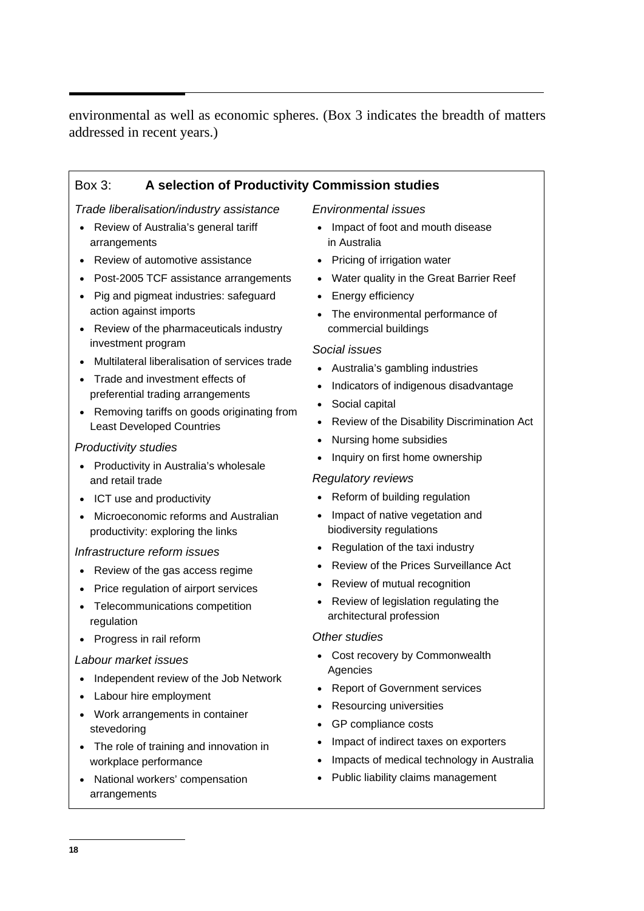environmental as well as economic spheres. (Box 3 indicates the breadth of matters addressed in recent years.)

### Box 3: A selection of Productivity Commission studies

*Trade liberalisation/industry assistance*

- Review of Australia's general tariff arrangements
- Review of automotive assistance
- Post-2005 TCF assistance arrangements
- Pig and pigmeat industries: safeguard action against imports
- Review of the pharmaceuticals industry investment program
- Multilateral liberalisation of services trade
- Trade and investment effects of preferential trading arrangements
- Removing tariffs on goods originating from Least Developed Countries

*Productivity studies*

- Productivity in Australia's wholesale and retail trade
- ICT use and productivity
- Microeconomic reforms and Australian productivity: exploring the links

*Infrastructure reform issues*

- Review of the gas access regime
- Price regulation of airport services
- Telecommunications competition regulation
- Progress in rail reform

*Labour market issues*

- Independent review of the Job Network
- Labour hire employment
- Work arrangements in container stevedoring
- The role of training and innovation in workplace performance
- National workers' compensation arrangements

*Environmental issues*

- Impact of foot and mouth disease in Australia
- Pricing of irrigation water
- Water quality in the Great Barrier Reef
- Energy efficiency
- The environmental performance of commercial buildings

*Social issues*

- Australia's gambling industries
- Indicators of indigenous disadvantage
- Social capital
- Review of the Disability Discrimination Act
- Nursing home subsidies
- Inquiry on first home ownership

*Regulatory reviews*

- Reform of building regulation
- Impact of native vegetation and biodiversity regulations
- Regulation of the taxi industry
- Review of the Prices Surveillance Act
- Review of mutual recognition
- Review of legislation regulating the architectural profession

*Other studies*

- Cost recovery by Commonwealth Agencies
- Report of Government services
- Resourcing universities
- GP compliance costs
- Impact of indirect taxes on exporters
- Impacts of medical technology in Australia
- Public liability claims management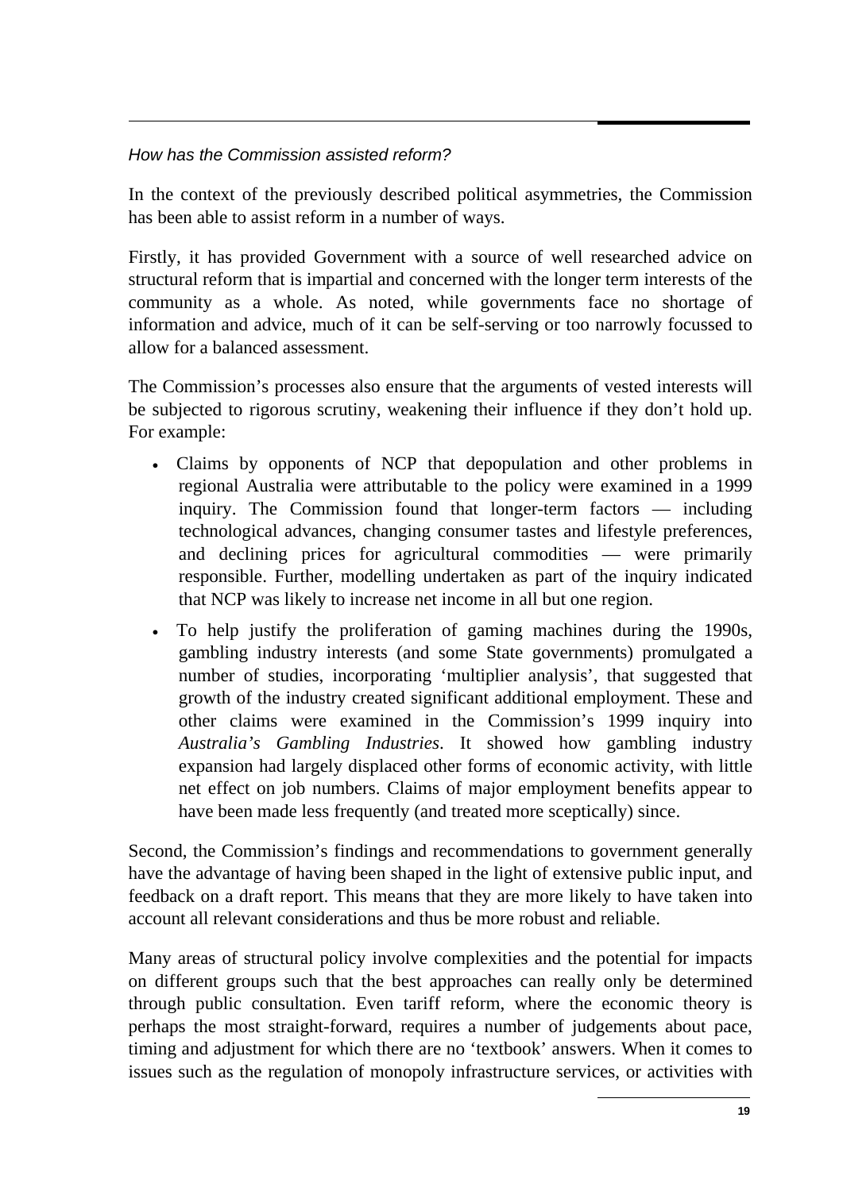*How has the Commission assisted reform?*

In the context of the previously described political asymmetries, the Commission has been able to assist reform in a number of ways.

Firstly, it has provided Government with a source of well researched advice on structural reform that is impartial and concerned with the longer term interests of the community as a whole. As noted, while governments face no shortage of information and advice, much of it can be self-serving or too narrowly focussed to allow for a balanced assessment.

The Commission's processes also ensure that the arguments of vested interests will be subjected to rigorous scrutiny, weakening their influence if they don't hold up. For example:

- Claims by opponents of NCP that depopulation and other problems in regional Australia were attributable to the policy were examined in a 1999 inquiry. The Commission found that longer-term factors — including technological advances, changing consumer tastes and lifestyle preferences, and declining prices for agricultural commodities — were primarily responsible. Further, modelling undertaken as part of the inquiry indicated that NCP was likely to increase net income in all but one region.
- To help justify the proliferation of gaming machines during the 1990s, gambling industry interests (and some State governments) promulgated a number of studies, incorporating 'multiplier analysis', that suggested that growth of the industry created significant additional employment. These and other claims were examined in the Commission's 1999 inquiry into *Australia's Gambling Industries*. It showed how gambling industry expansion had largely displaced other forms of economic activity, with little net effect on job numbers. Claims of major employment benefits appear to have been made less frequently (and treated more sceptically) since.

Second, the Commission's findings and recommendations to government generally have the advantage of having been shaped in the light of extensive public input, and feedback on a draft report. This means that they are more likely to have taken into account all relevant considerations and thus be more robust and reliable.

Many areas of structural policy involve complexities and the potential for impacts on different groups such that the best approaches can really only be determined through public consultation. Even tariff reform, where the economic theory is perhaps the most straight-forward, requires a number of judgements about pace, timing and adjustment for which there are no 'textbook' answers. When it comes to issues such as the regulation of monopoly infrastructure services, or activities with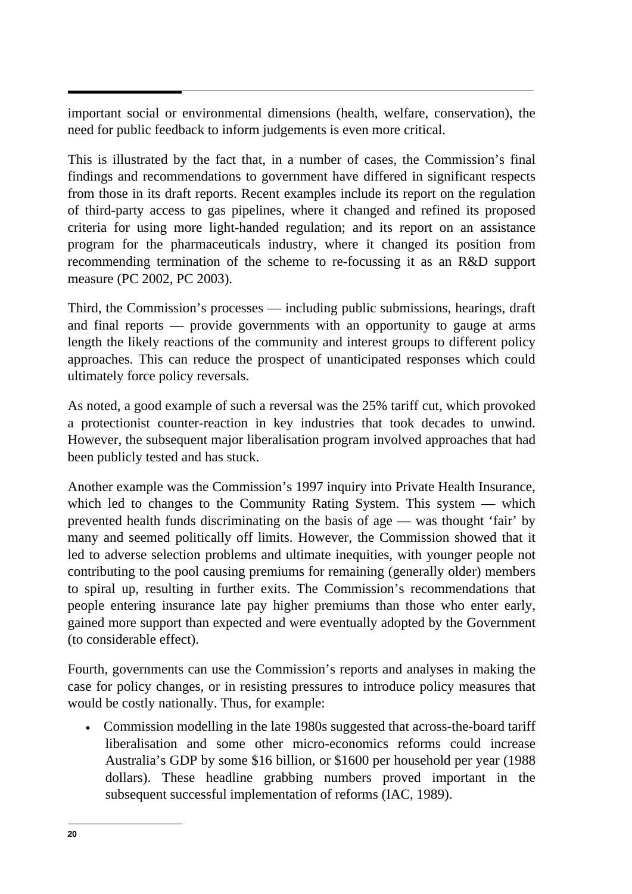important social or environmental dimensions (health, welfare, conservation), the need for public feedback to inform judgements is even more critical.

This is illustrated by the fact that, in a number of cases, the Commission's final findings and recommendations to government have differed in significant respects from those in its draft reports. Recent examples include its report on the regulation of third-party access to gas pipelines, where it changed and refined its proposed criteria for using more light-handed regulation; and its report on an assistance program for the pharmaceuticals industry, where it changed its position from recommending termination of the scheme to re-focussing it as an R&D support measure (PC 2002, PC 2003).

Third, the Commission's processes — including public submissions, hearings, draft and final reports — provide governments with an opportunity to gauge at arms length the likely reactions of the community and interest groups to different policy approaches. This can reduce the prospect of unanticipated responses which could ultimately force policy reversals.

As noted, a good example of such a reversal was the 25% tariff cut, which provoked a protectionist counter-reaction in key industries that took decades to unwind. However, the subsequent major liberalisation program involved approaches that had been publicly tested and has stuck.

Another example was the Commission's 1997 inquiry into Private Health Insurance, which led to changes to the Community Rating System. This system — which prevented health funds discriminating on the basis of age — was thought 'fair' by many and seemed politically off limits. However, the Commission showed that it led to adverse selection problems and ultimate inequities, with younger people not contributing to the pool causing premiums for remaining (generally older) members to spiral up, resulting in further exits. The Commission's recommendations that people entering insurance late pay higher premiums than those who enter early, gained more support than expected and were eventually adopted by the Government (to considerable effect).

Fourth, governments can use the Commission's reports and analyses in making the case for policy changes, or in resisting pressures to introduce policy measures that would be costly nationally. Thus, for example:

- Commission modelling in the late 1980s suggested that across-the-board tariff liberalisation and some other micro-economics reforms could increase Australia's GDP by some $16 billion, or $1600 per household per year (1988 dollars). These headline grabbing numbers proved important in the subsequent successful implementation of reforms (IAC, 1989).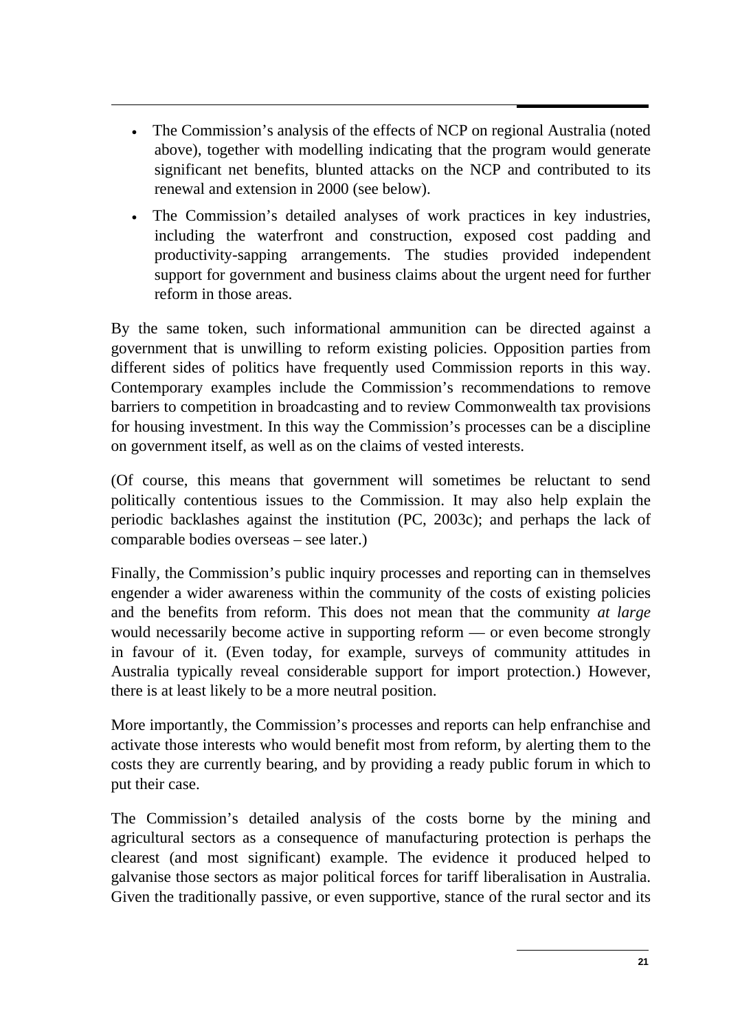- The Commission's analysis of the effects of NCP on regional Australia (noted above), together with modelling indicating that the program would generate significant net benefits, blunted attacks on the NCP and contributed to its renewal and extension in 2000 (see below).
- The Commission's detailed analyses of work practices in key industries, including the waterfront and construction, exposed cost padding and productivity-sapping arrangements. The studies provided independent support for government and business claims about the urgent need for further reform in those areas.

By the same token, such informational ammunition can be directed against a government that is unwilling to reform existing policies. Opposition parties from different sides of politics have frequently used Commission reports in this way. Contemporary examples include the Commission's recommendations to remove barriers to competition in broadcasting and to review Commonwealth tax provisions for housing investment. In this way the Commission's processes can be a discipline on government itself, as well as on the claims of vested interests.

(Of course, this means that government will sometimes be reluctant to send politically contentious issues to the Commission. It may also help explain the periodic backlashes against the institution (PC, 2003c); and perhaps the lack of comparable bodies overseas – see later.)

Finally, the Commission's public inquiry processes and reporting can in themselves engender a wider awareness within the community of the costs of existing policies and the benefits from reform. This does not mean that the community *at large* would necessarily become active in supporting reform — or even become strongly in favour of it. (Even today, for example, surveys of community attitudes in Australia typically reveal considerable support for import protection.) However, there is at least likely to be a more neutral position.

More importantly, the Commission's processes and reports can help enfranchise and activate those interests who would benefit most from reform, by alerting them to the costs they are currently bearing, and by providing a ready public forum in which to put their case.

The Commission's detailed analysis of the costs borne by the mining and agricultural sectors as a consequence of manufacturing protection is perhaps the clearest (and most significant) example. The evidence it produced helped to galvanise those sectors as major political forces for tariff liberalisation in Australia. Given the traditionally passive, or even supportive, stance of the rural sector and its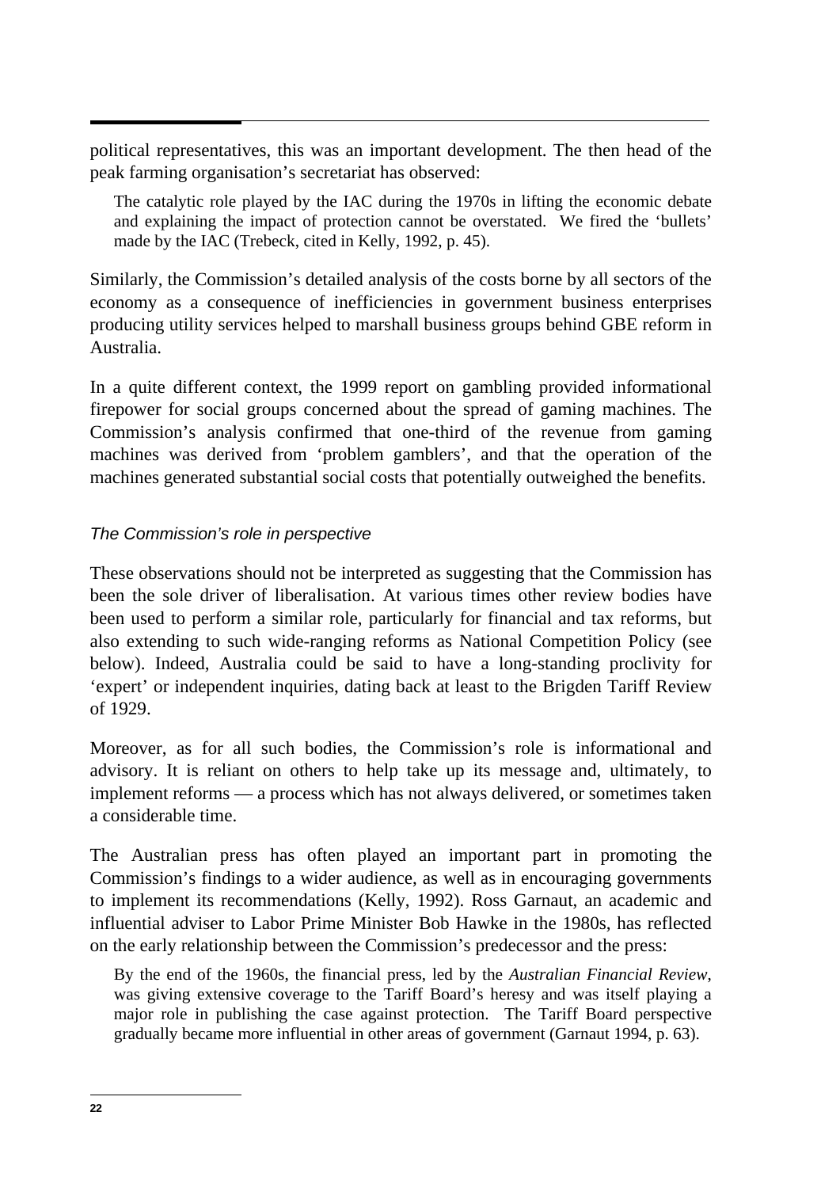political representatives, this was an important development. The then head of the peak farming organisation's secretariat has observed:

> The catalytic role played by the IAC during the 1970s in lifting the economic debate and explaining the impact of protection cannot be overstated. We fired the 'bullets' made by the IAC (Trebeck, cited in Kelly, 1992, p. 45).

Similarly, the Commission's detailed analysis of the costs borne by all sectors of the economy as a consequence of inefficiencies in government business enterprises producing utility services helped to marshall business groups behind GBE reform in Australia.

In a quite different context, the 1999 report on gambling provided informational firepower for social groups concerned about the spread of gaming machines. The Commission's analysis confirmed that one-third of the revenue from gaming machines was derived from 'problem gamblers', and that the operation of the machines generated substantial social costs that potentially outweighed the benefits.

### *The Commission's role in perspective*

These observations should not be interpreted as suggesting that the Commission has been the sole driver of liberalisation. At various times other review bodies have been used to perform a similar role, particularly for financial and tax reforms, but also extending to such wide-ranging reforms as National Competition Policy (see below). Indeed, Australia could be said to have a long-standing proclivity for 'expert' or independent inquiries, dating back at least to the Brigden Tariff Review of 1929.

Moreover, as for all such bodies, the Commission's role is informational and advisory. It is reliant on others to help take up its message and, ultimately, to implement reforms — a process which has not always delivered, or sometimes taken a considerable time.

The Australian press has often played an important part in promoting the Commission's findings to a wider audience, as well as in encouraging governments to implement its recommendations (Kelly, 1992). Ross Garnaut, an academic and influential adviser to Labor Prime Minister Bob Hawke in the 1980s, has reflected on the early relationship between the Commission's predecessor and the press:

> By the end of the 1960s, the financial press, led by the *Australian Financial Review*, was giving extensive coverage to the Tariff Board's heresy and was itself playing a major role in publishing the case against protection. The Tariff Board perspective gradually became more influential in other areas of government (Garnaut 1994, p. 63).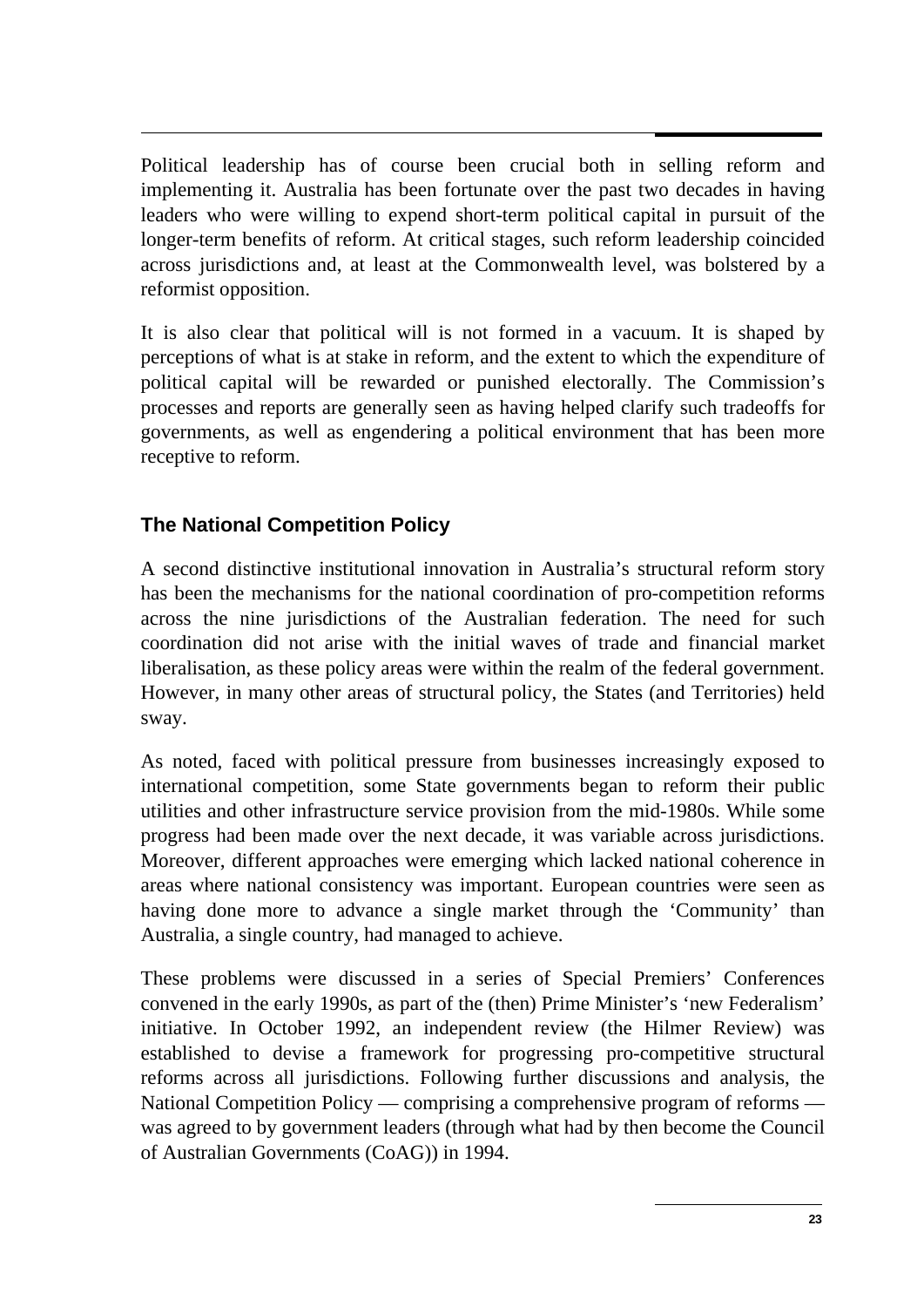Political leadership has of course been crucial both in selling reform and implementing it. Australia has been fortunate over the past two decades in having leaders who were willing to expend short-term political capital in pursuit of the longer-term benefits of reform. At critical stages, such reform leadership coincided across jurisdictions and, at least at the Commonwealth level, was bolstered by a reformist opposition.

It is also clear that political will is not formed in a vacuum. It is shaped by perceptions of what is at stake in reform, and the extent to which the expenditure of political capital will be rewarded or punished electorally. The Commission's processes and reports are generally seen as having helped clarify such tradeoffs for governments, as well as engendering a political environment that has been more receptive to reform.

### The National Competition Policy

A second distinctive institutional innovation in Australia's structural reform story has been the mechanisms for the national coordination of pro-competition reforms across the nine jurisdictions of the Australian federation. The need for such coordination did not arise with the initial waves of trade and financial market liberalisation, as these policy areas were within the realm of the federal government. However, in many other areas of structural policy, the States (and Territories) held sway.

As noted, faced with political pressure from businesses increasingly exposed to international competition, some State governments began to reform their public utilities and other infrastructure service provision from the mid-1980s. While some progress had been made over the next decade, it was variable across jurisdictions. Moreover, different approaches were emerging which lacked national coherence in areas where national consistency was important. European countries were seen as having done more to advance a single market through the 'Community' than Australia, a single country, had managed to achieve.

These problems were discussed in a series of Special Premiers' Conferences convened in the early 1990s, as part of the (then) Prime Minister's 'new Federalism' initiative. In October 1992, an independent review (the Hilmer Review) was established to devise a framework for progressing pro-competitive structural reforms across all jurisdictions. Following further discussions and analysis, the National Competition Policy — comprising a comprehensive program of reforms — was agreed to by government leaders (through what had by then become the Council of Australian Governments (CoAG)) in 1994.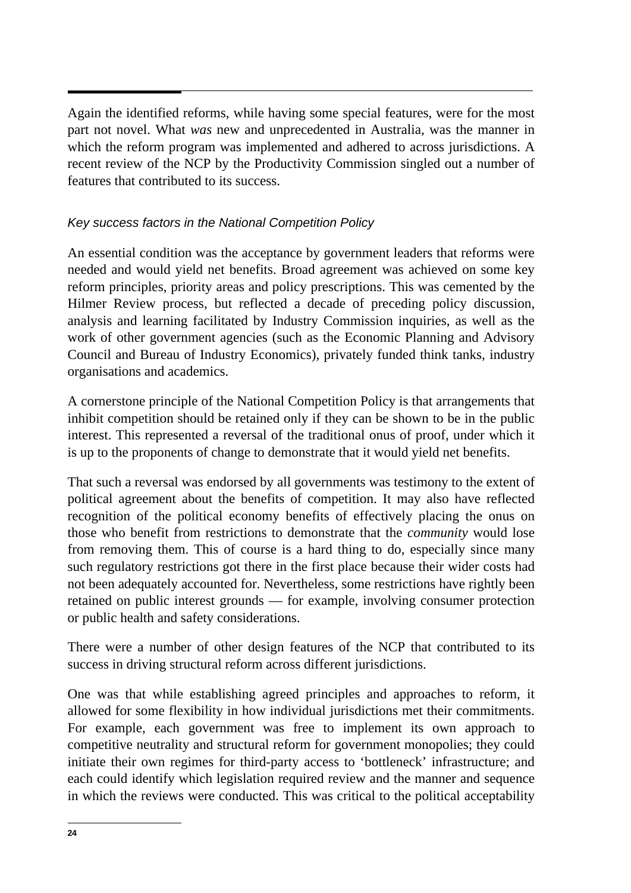Again the identified reforms, while having some special features, were for the most part not novel. What *was* new and unprecedented in Australia, was the manner in which the reform program was implemented and adhered to across jurisdictions. A recent review of the NCP by the Productivity Commission singled out a number of features that contributed to its success.

*Key success factors in the National Competition Policy*

An essential condition was the acceptance by government leaders that reforms were needed and would yield net benefits. Broad agreement was achieved on some key reform principles, priority areas and policy prescriptions. This was cemented by the Hilmer Review process, but reflected a decade of preceding policy discussion, analysis and learning facilitated by Industry Commission inquiries, as well as the work of other government agencies (such as the Economic Planning and Advisory Council and Bureau of Industry Economics), privately funded think tanks, industry organisations and academics.

A cornerstone principle of the National Competition Policy is that arrangements that inhibit competition should be retained only if they can be shown to be in the public interest. This represented a reversal of the traditional onus of proof, under which it is up to the proponents of change to demonstrate that it would yield net benefits.

That such a reversal was endorsed by all governments was testimony to the extent of political agreement about the benefits of competition. It may also have reflected recognition of the political economy benefits of effectively placing the onus on those who benefit from restrictions to demonstrate that the *community* would lose from removing them. This of course is a hard thing to do, especially since many such regulatory restrictions got there in the first place because their wider costs had not been adequately accounted for. Nevertheless, some restrictions have rightly been retained on public interest grounds — for example, involving consumer protection or public health and safety considerations.

There were a number of other design features of the NCP that contributed to its success in driving structural reform across different jurisdictions.

One was that while establishing agreed principles and approaches to reform, it allowed for some flexibility in how individual jurisdictions met their commitments. For example, each government was free to implement its own approach to competitive neutrality and structural reform for government monopolies; they could initiate their own regimes for third-party access to 'bottleneck' infrastructure; and each could identify which legislation required review and the manner and sequence in which the reviews were conducted. This was critical to the political acceptability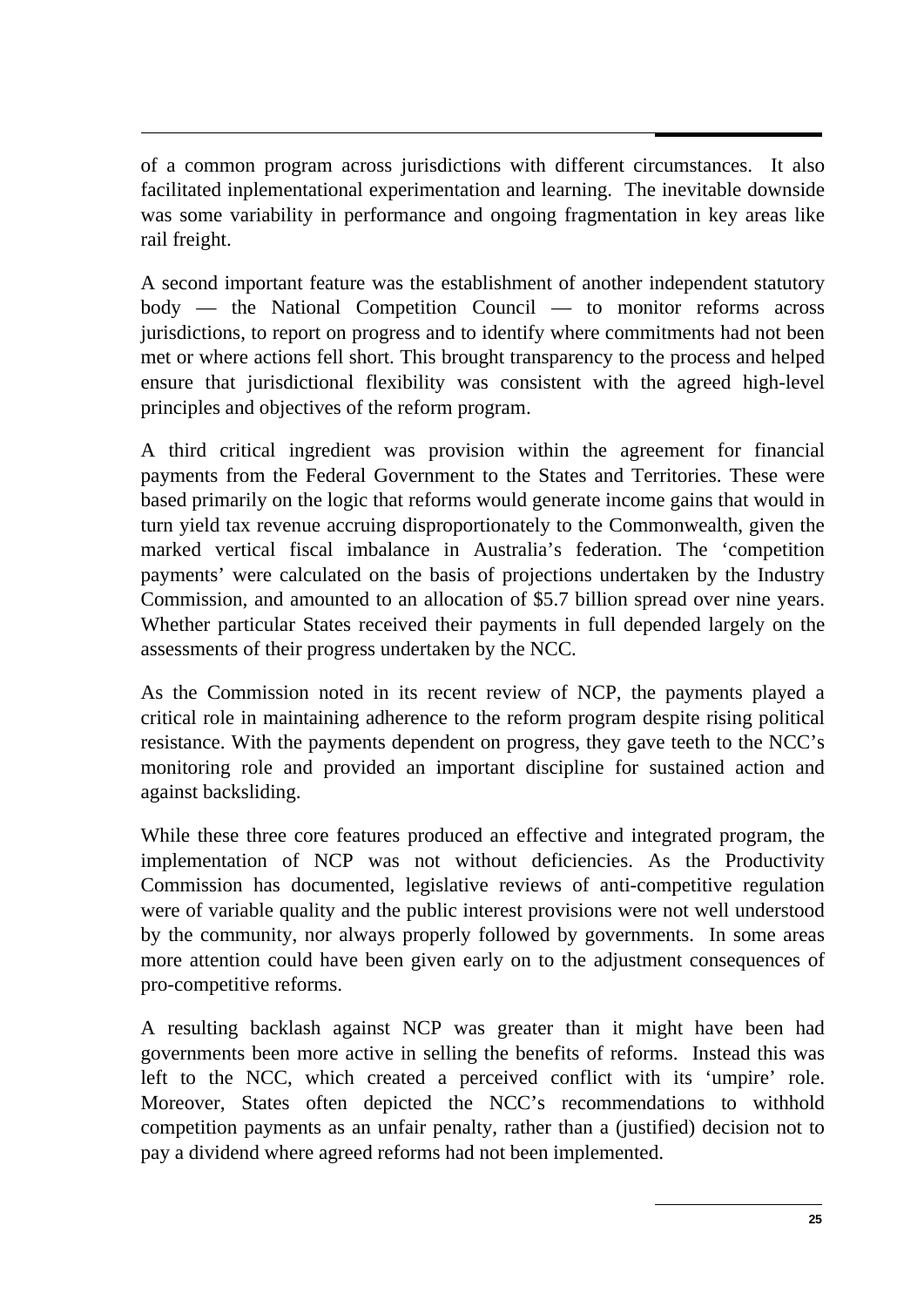of a common program across jurisdictions with different circumstances. It also facilitated inplementational experimentation and learning. The inevitable downside was some variability in performance and ongoing fragmentation in key areas like rail freight.

A second important feature was the establishment of another independent statutory body — the National Competition Council — to monitor reforms across jurisdictions, to report on progress and to identify where commitments had not been met or where actions fell short. This brought transparency to the process and helped ensure that jurisdictional flexibility was consistent with the agreed high-level principles and objectives of the reform program.

A third critical ingredient was provision within the agreement for financial payments from the Federal Government to the States and Territories. These were based primarily on the logic that reforms would generate income gains that would in turn yield tax revenue accruing disproportionately to the Commonwealth, given the marked vertical fiscal imbalance in Australia's federation. The 'competition payments' were calculated on the basis of projections undertaken by the Industry Commission, and amounted to an allocation of $5.7 billion spread over nine years. Whether particular States received their payments in full depended largely on the assessments of their progress undertaken by the NCC.

As the Commission noted in its recent review of NCP, the payments played a critical role in maintaining adherence to the reform program despite rising political resistance. With the payments dependent on progress, they gave teeth to the NCC's monitoring role and provided an important discipline for sustained action and against backsliding.

While these three core features produced an effective and integrated program, the implementation of NCP was not without deficiencies. As the Productivity Commission has documented, legislative reviews of anti-competitive regulation were of variable quality and the public interest provisions were not well understood by the community, nor always properly followed by governments. In some areas more attention could have been given early on to the adjustment consequences of pro-competitive reforms.

A resulting backlash against NCP was greater than it might have been had governments been more active in selling the benefits of reforms. Instead this was left to the NCC, which created a perceived conflict with its 'umpire' role. Moreover, States often depicted the NCC's recommendations to withhold competition payments as an unfair penalty, rather than a (justified) decision not to pay a dividend where agreed reforms had not been implemented.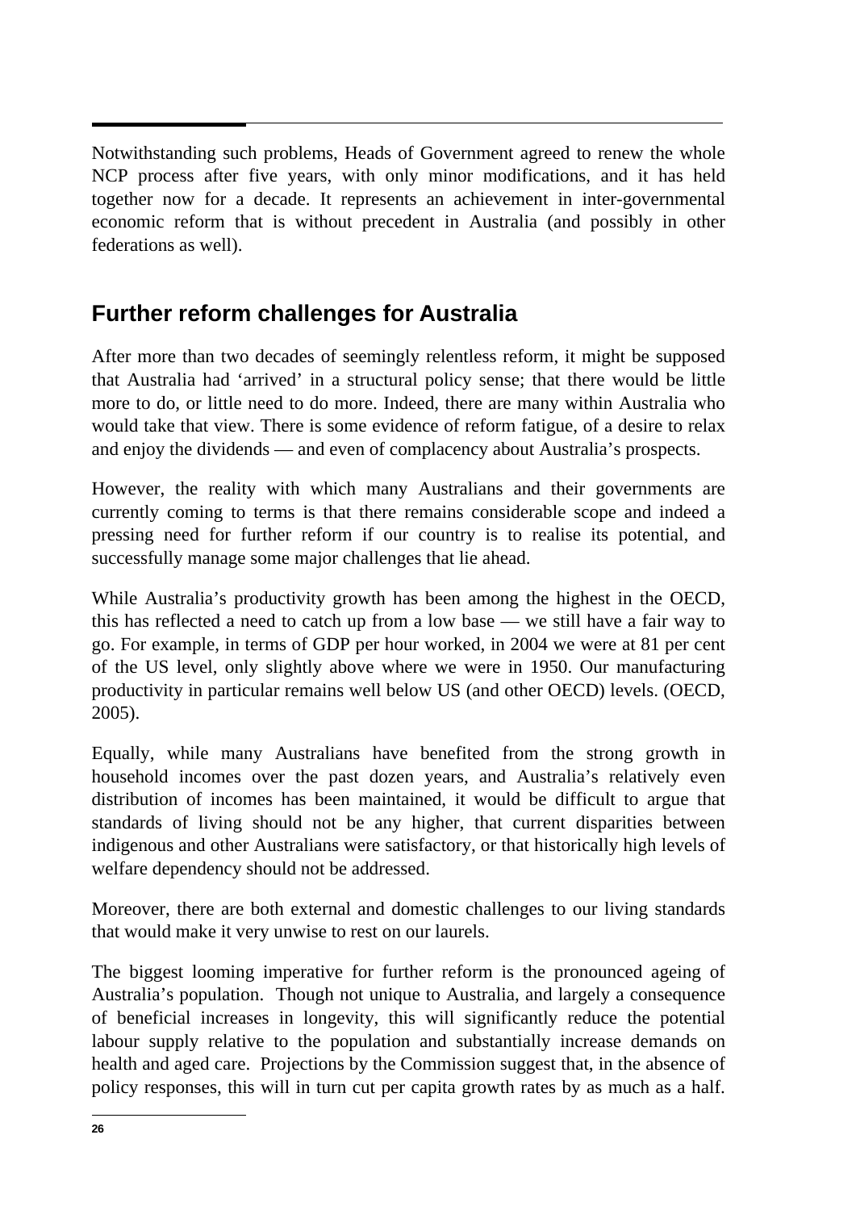Notwithstanding such problems, Heads of Government agreed to renew the whole NCP process after five years, with only minor modifications, and it has held together now for a decade. It represents an achievement in inter-governmental economic reform that is without precedent in Australia (and possibly in other federations as well).

## Further reform challenges for Australia

After more than two decades of seemingly relentless reform, it might be supposed that Australia had 'arrived' in a structural policy sense; that there would be little more to do, or little need to do more. Indeed, there are many within Australia who would take that view. There is some evidence of reform fatigue, of a desire to relax and enjoy the dividends — and even of complacency about Australia's prospects.

However, the reality with which many Australians and their governments are currently coming to terms is that there remains considerable scope and indeed a pressing need for further reform if our country is to realise its potential, and successfully manage some major challenges that lie ahead.

While Australia's productivity growth has been among the highest in the OECD, this has reflected a need to catch up from a low base — we still have a fair way to go. For example, in terms of GDP per hour worked, in 2004 we were at 81 per cent of the US level, only slightly above where we were in 1950. Our manufacturing productivity in particular remains well below US (and other OECD) levels. (OECD, 2005).

Equally, while many Australians have benefited from the strong growth in household incomes over the past dozen years, and Australia's relatively even distribution of incomes has been maintained, it would be difficult to argue that standards of living should not be any higher, that current disparities between indigenous and other Australians were satisfactory, or that historically high levels of welfare dependency should not be addressed.

Moreover, there are both external and domestic challenges to our living standards that would make it very unwise to rest on our laurels.

The biggest looming imperative for further reform is the pronounced ageing of Australia's population. Though not unique to Australia, and largely a consequence of beneficial increases in longevity, this will significantly reduce the potential labour supply relative to the population and substantially increase demands on health and aged care. Projections by the Commission suggest that, in the absence of policy responses, this will in turn cut per capita growth rates by as much as a half.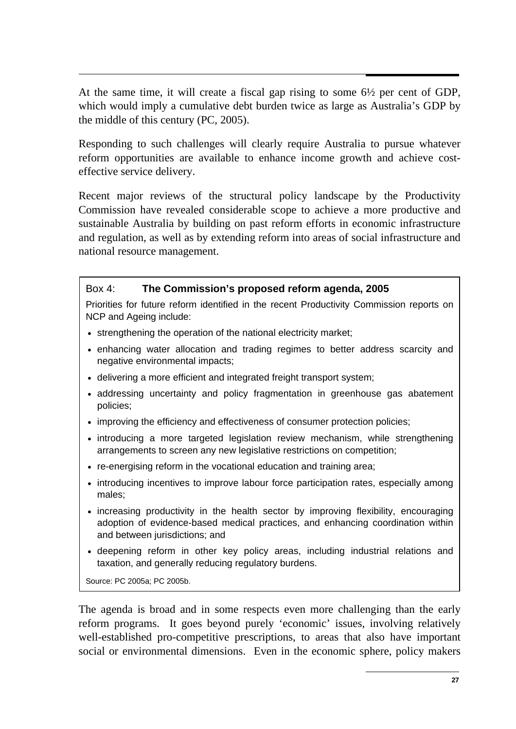At the same time, it will create a fiscal gap rising to some 6½ per cent of GDP, which would imply a cumulative debt burden twice as large as Australia's GDP by the middle of this century (PC, 2005).

Responding to such challenges will clearly require Australia to pursue whatever reform opportunities are available to enhance income growth and achieve cost-effective service delivery.

Recent major reviews of the structural policy landscape by the Productivity Commission have revealed considerable scope to achieve a more productive and sustainable Australia by building on past reform efforts in economic infrastructure and regulation, as well as by extending reform into areas of social infrastructure and national resource management.

> **Box 4: The Commission's proposed reform agenda, 2005**
>
> Priorities for future reform identified in the recent Productivity Commission reports on NCP and Ageing include:
>
> - strengthening the operation of the national electricity market;
> - enhancing water allocation and trading regimes to better address scarcity and negative environmental impacts;
> - delivering a more efficient and integrated freight transport system;
> - addressing uncertainty and policy fragmentation in greenhouse gas abatement policies;
> - improving the efficiency and effectiveness of consumer protection policies;
> - introducing a more targeted legislation review mechanism, while strengthening arrangements to screen any new legislative restrictions on competition;
> - re-energising reform in the vocational education and training area;
> - introducing incentives to improve labour force participation rates, especially among males;
> - increasing productivity in the health sector by improving flexibility, encouraging adoption of evidence-based medical practices, and enhancing coordination within and between jurisdictions; and
> - deepening reform in other key policy areas, including industrial relations and taxation, and generally reducing regulatory burdens.
>
> Source: PC 2005a; PC 2005b.

The agenda is broad and in some respects even more challenging than the early reform programs. It goes beyond purely 'economic' issues, involving relatively well-established pro-competitive prescriptions, to areas that also have important social or environmental dimensions. Even in the economic sphere, policy makers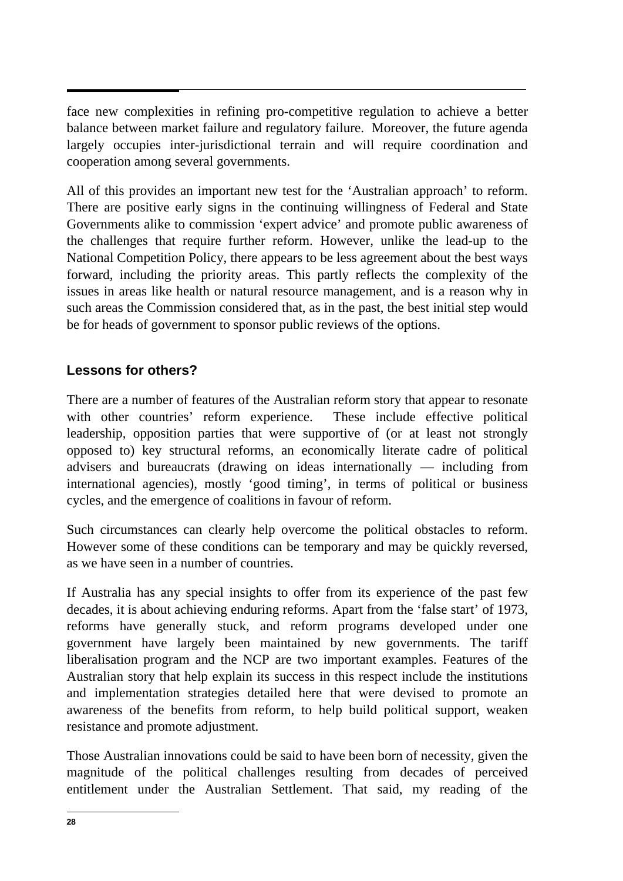face new complexities in refining pro-competitive regulation to achieve a better balance between market failure and regulatory failure. Moreover, the future agenda largely occupies inter-jurisdictional terrain and will require coordination and cooperation among several governments.

All of this provides an important new test for the 'Australian approach' to reform. There are positive early signs in the continuing willingness of Federal and State Governments alike to commission 'expert advice' and promote public awareness of the challenges that require further reform. However, unlike the lead-up to the National Competition Policy, there appears to be less agreement about the best ways forward, including the priority areas. This partly reflects the complexity of the issues in areas like health or natural resource management, and is a reason why in such areas the Commission considered that, as in the past, the best initial step would be for heads of government to sponsor public reviews of the options.

## Lessons for others?

There are a number of features of the Australian reform story that appear to resonate with other countries' reform experience. These include effective political leadership, opposition parties that were supportive of (or at least not strongly opposed to) key structural reforms, an economically literate cadre of political advisers and bureaucrats (drawing on ideas internationally — including from international agencies), mostly 'good timing', in terms of political or business cycles, and the emergence of coalitions in favour of reform.

Such circumstances can clearly help overcome the political obstacles to reform. However some of these conditions can be temporary and may be quickly reversed, as we have seen in a number of countries.

If Australia has any special insights to offer from its experience of the past few decades, it is about achieving enduring reforms. Apart from the 'false start' of 1973, reforms have generally stuck, and reform programs developed under one government have largely been maintained by new governments. The tariff liberalisation program and the NCP are two important examples. Features of the Australian story that help explain its success in this respect include the institutions and implementation strategies detailed here that were devised to promote an awareness of the benefits from reform, to help build political support, weaken resistance and promote adjustment.

Those Australian innovations could be said to have been born of necessity, given the magnitude of the political challenges resulting from decades of perceived entitlement under the Australian Settlement. That said, my reading of the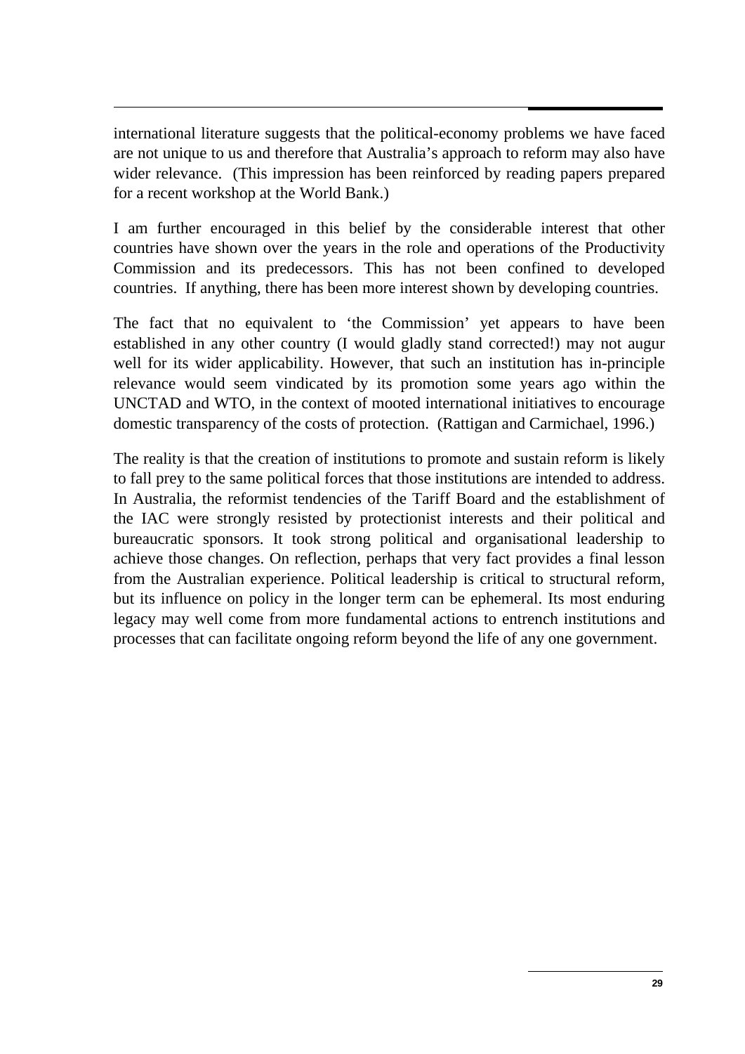international literature suggests that the political-economy problems we have faced are not unique to us and therefore that Australia's approach to reform may also have wider relevance. (This impression has been reinforced by reading papers prepared for a recent workshop at the World Bank.)

I am further encouraged in this belief by the considerable interest that other countries have shown over the years in the role and operations of the Productivity Commission and its predecessors. This has not been confined to developed countries. If anything, there has been more interest shown by developing countries.

The fact that no equivalent to 'the Commission' yet appears to have been established in any other country (I would gladly stand corrected!) may not augur well for its wider applicability. However, that such an institution has in-principle relevance would seem vindicated by its promotion some years ago within the UNCTAD and WTO, in the context of mooted international initiatives to encourage domestic transparency of the costs of protection. (Rattigan and Carmichael, 1996.)

The reality is that the creation of institutions to promote and sustain reform is likely to fall prey to the same political forces that those institutions are intended to address. In Australia, the reformist tendencies of the Tariff Board and the establishment of the IAC were strongly resisted by protectionist interests and their political and bureaucratic sponsors. It took strong political and organisational leadership to achieve those changes. On reflection, perhaps that very fact provides a final lesson from the Australian experience. Political leadership is critical to structural reform, but its influence on policy in the longer term can be ephemeral. Its most enduring legacy may well come from more fundamental actions to entrench institutions and processes that can facilitate ongoing reform beyond the life of any one government.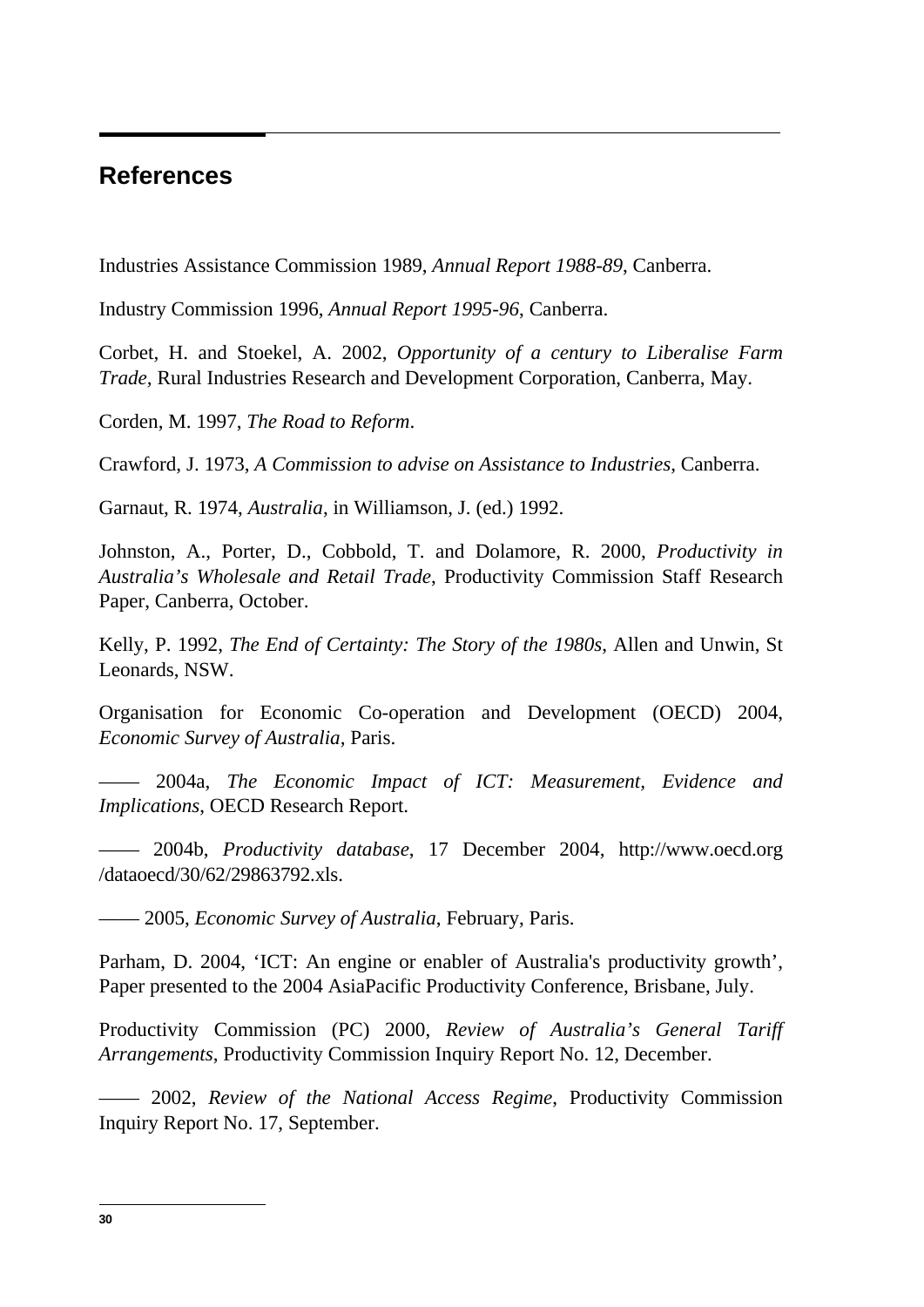## References

Industries Assistance Commission 1989, *Annual Report 1988-89*, Canberra.

Industry Commission 1996, *Annual Report 1995-96*, Canberra.

Corbet, H. and Stoekel, A. 2002, *Opportunity of a century to Liberalise Farm Trade*, Rural Industries Research and Development Corporation, Canberra, May.

Corden, M. 1997, *The Road to Reform*.

Crawford, J. 1973, *A Commission to advise on Assistance to Industries*, Canberra.

Garnaut, R. 1974, *Australia*, in Williamson, J. (ed.) 1992.

Johnston, A., Porter, D., Cobbold, T. and Dolamore, R. 2000, *Productivity in Australia's Wholesale and Retail Trade*, Productivity Commission Staff Research Paper, Canberra, October.

Kelly, P. 1992, *The End of Certainty: The Story of the 1980s*, Allen and Unwin, St Leonards, NSW.

Organisation for Economic Co-operation and Development (OECD) 2004, *Economic Survey of Australia*, Paris.

—— 2004a, *The Economic Impact of ICT: Measurement, Evidence and Implications*, OECD Research Report.

—— 2004b, *Productivity database*, 17 December 2004, http://www.oecd.org /dataoecd/30/62/29863792.xls.

—— 2005, *Economic Survey of Australia*, February, Paris.

Parham, D. 2004, 'ICT: An engine or enabler of Australia's productivity growth', Paper presented to the 2004 AsiaPacific Productivity Conference, Brisbane, July.

Productivity Commission (PC) 2000, *Review of Australia's General Tariff Arrangements*, Productivity Commission Inquiry Report No. 12, December.

—— 2002, *Review of the National Access Regime*, Productivity Commission Inquiry Report No. 17, September.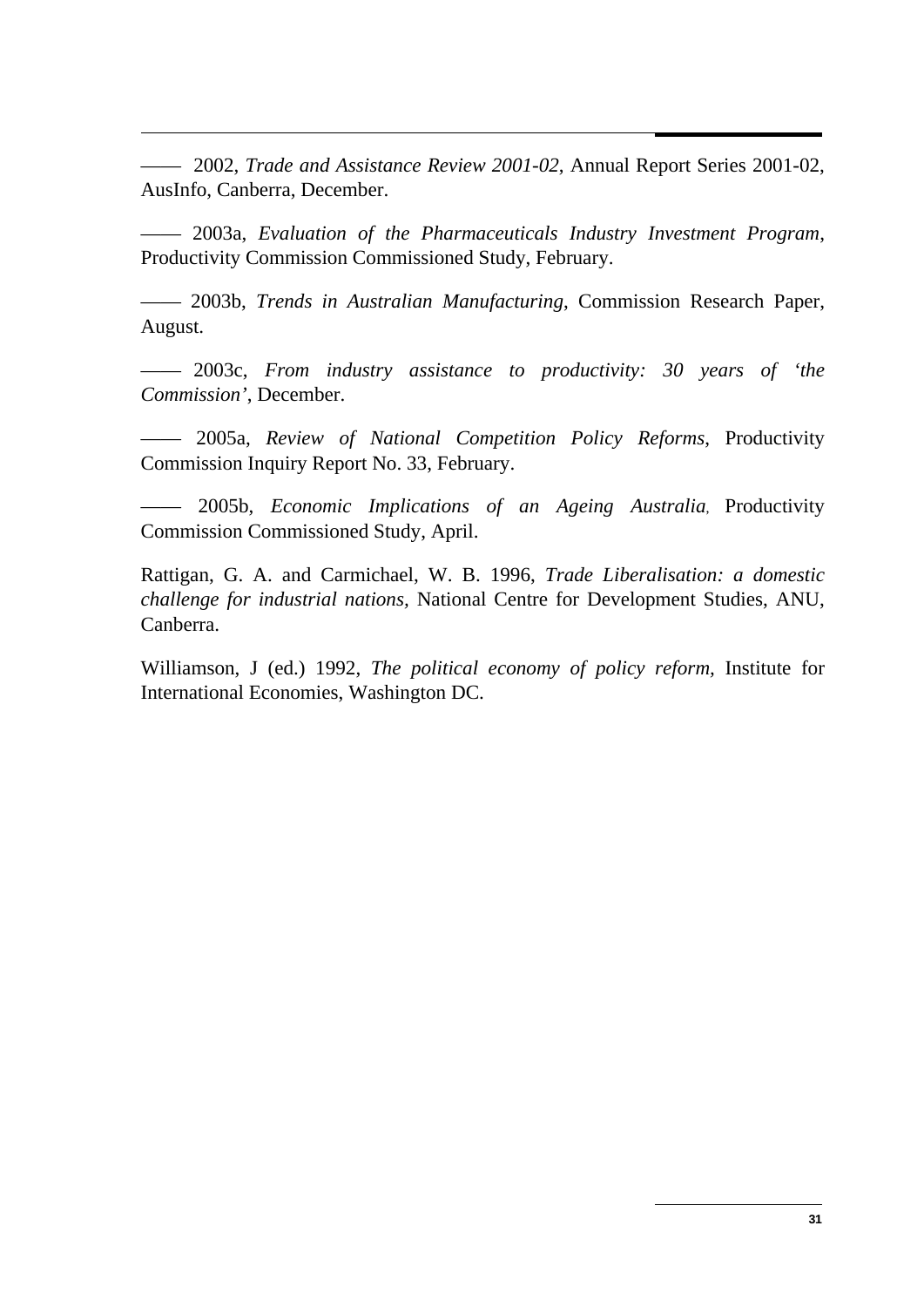—— 2002, *Trade and Assistance Review 2001-02*, Annual Report Series 2001-02, AusInfo, Canberra, December.

—— 2003a, *Evaluation of the Pharmaceuticals Industry Investment Program*, Productivity Commission Commissioned Study, February.

—— 2003b, *Trends in Australian Manufacturing*, Commission Research Paper, August.

—— 2003c, *From industry assistance to productivity: 30 years of 'the Commission'*, December.

—— 2005a, *Review of National Competition Policy Reforms*, Productivity Commission Inquiry Report No. 33, February.

—— 2005b, *Economic Implications of an Ageing Australia*, Productivity Commission Commissioned Study, April.

Rattigan, G. A. and Carmichael, W. B. 1996, *Trade Liberalisation: a domestic challenge for industrial nations*, National Centre for Development Studies, ANU, Canberra.

Williamson, J (ed.) 1992, *The political economy of policy reform*, Institute for International Economies, Washington DC.